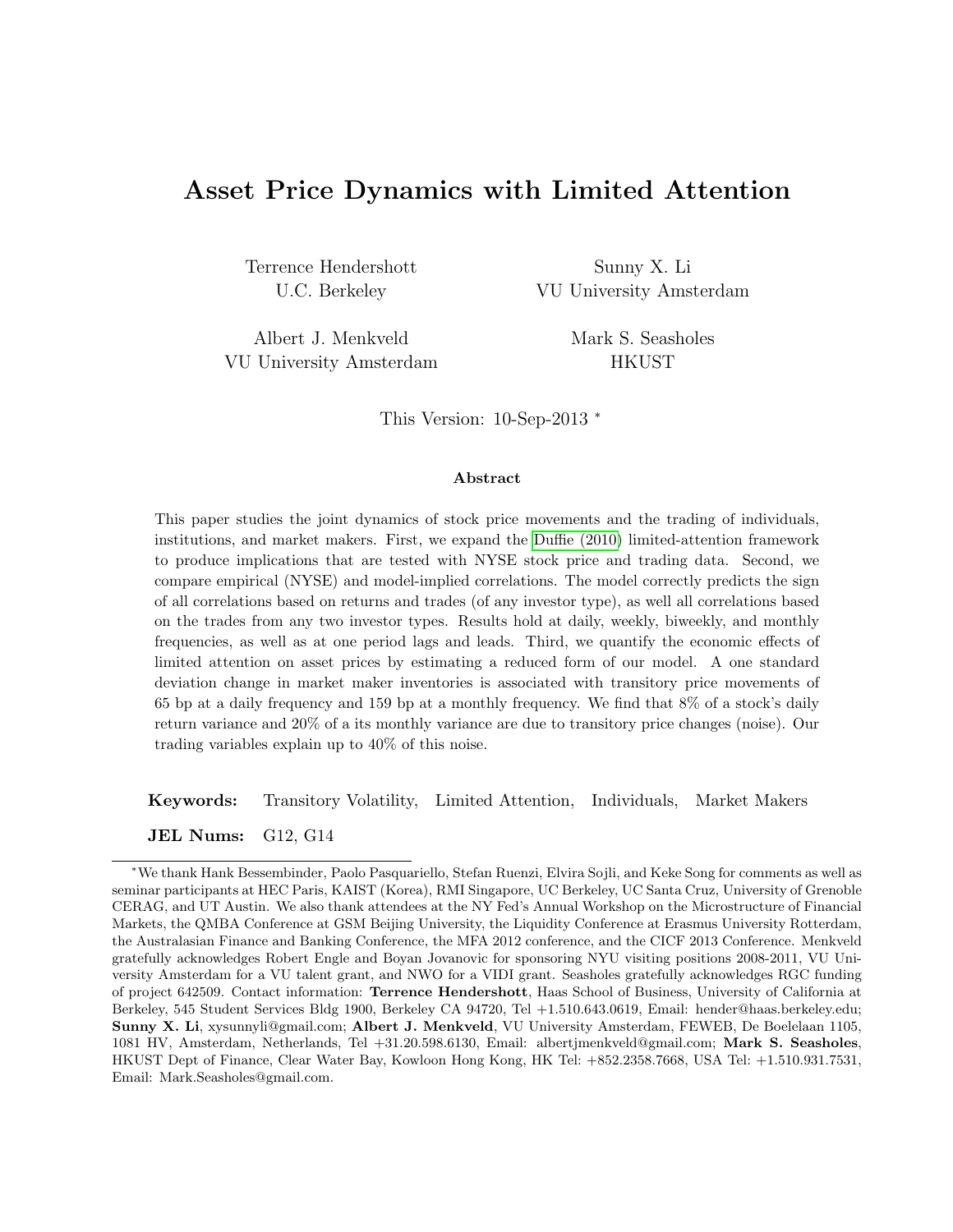# Asset Price Dynamics with Limited Attention

Terrence Hendershott
U.C. Berkeley

Sunny X. Li
VU University Amsterdam

Albert J. Menkveld
VU University Amsterdam

Mark S. Seasholes
HKUST

This Version: 10-Sep-2013 *

### Abstract

This paper studies the joint dynamics of stock price movements and the trading of individuals, institutions, and market makers. First, we expand the Duffie (2010) limited-attention framework to produce implications that are tested with NYSE stock price and trading data. Second, we compare empirical (NYSE) and model-implied correlations. The model correctly predicts the sign of all correlations based on returns and trades (of any investor type), as well as all correlations based on the trades from any two investor types. Results hold at daily, weekly, biweekly, and monthly frequencies, as well as at one period lags and leads. Third, we quantify the economic effects of limited attention on asset prices by estimating a reduced form of our model. A one standard deviation change in market maker inventories is associated with transitory price movements of 65 bp at a daily frequency and 159 bp at a monthly frequency. We find that 8% of a stock's daily return variance and 20% of a its monthly variance are due to transitory price changes (noise). Our trading variables explain up to 40% of this noise.

**Keywords:** Transitory Volatility, Limited Attention, Individuals, Market Makers

**JEL Nums:** G12, G14

---

*We thank Hank Bessembinder, Paolo Pasquariello, Stefan Ruenzi, Elvira Sojli, and Keke Song for comments as well as seminar participants at HEC Paris, KAIST (Korea), RMI Singapore, UC Berkeley, UC Santa Cruz, University of Grenoble CERAG, and UT Austin. We also thank attendees at the NY Fed's Annual Workshop on the Microstructure of Financial Markets, the QMBA Conference at GSM Beijing University, the Liquidity Conference at Erasmus University Rotterdam, the Australasian Finance and Banking Conference, the MFA 2012 conference, and the CICF 2013 Conference. Menkveld gratefully acknowledges Robert Engle and Boyan Jovanovic for sponsoring NYU visiting positions 2008-2011, VU University Amsterdam for a VU talent grant, and NWO for a VIDI grant. Seasholes gratefully acknowledges RGC funding of project 642509. Contact information: **Terrence Hendershott**, Haas School of Business, University of California at Berkeley, 545 Student Services Bldg 1900, Berkeley CA 94720, Tel +1.510.643.0619, Email: hender@haas.berkeley.edu; **Sunny X. Li**, xysunnyli@gmail.com; **Albert J. Menkveld**, VU University Amsterdam, FEWEB, De Boelelaan 1105, 1081 HV, Amsterdam, Netherlands, Tel +31.20.598.6130, Email: albertjmenkveld@gmail.com; **Mark S. Seasholes**, HKUST Dept of Finance, Clear Water Bay, Kowloon Hong Kong, HK Tel: +852.2358.7668, USA Tel: +1.510.931.7531, Email: Mark.Seasholes@gmail.com.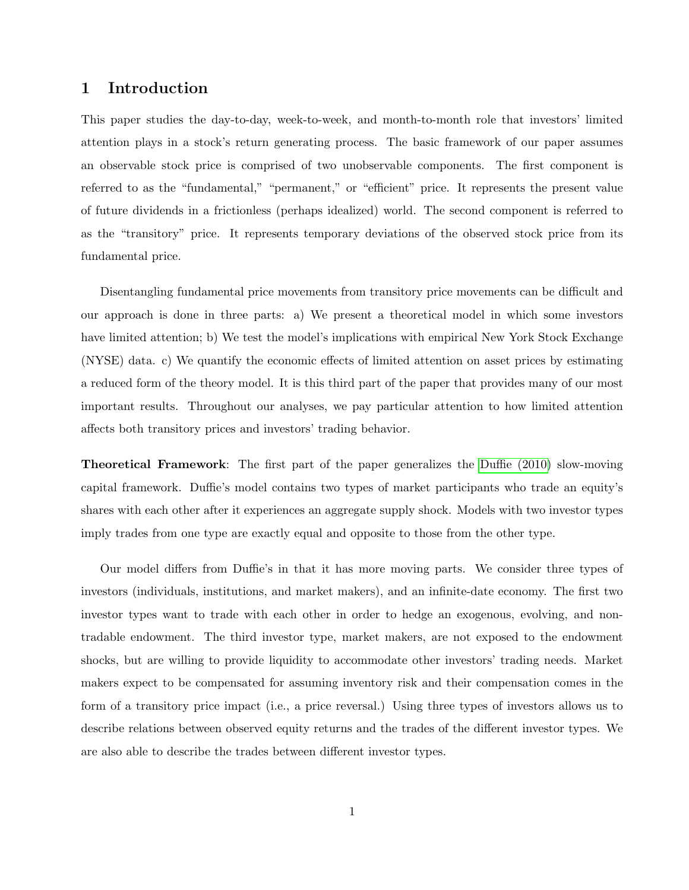# 1 Introduction

This paper studies the day-to-day, week-to-week, and month-to-month role that investors' limited attention plays in a stock's return generating process. The basic framework of our paper assumes an observable stock price is comprised of two unobservable components. The first component is referred to as the "fundamental," "permanent," or "efficient" price. It represents the present value of future dividends in a frictionless (perhaps idealized) world. The second component is referred to as the "transitory" price. It represents temporary deviations of the observed stock price from its fundamental price.

Disentangling fundamental price movements from transitory price movements can be difficult and our approach is done in three parts: a) We present a theoretical model in which some investors have limited attention; b) We test the model's implications with empirical New York Stock Exchange (NYSE) data. c) We quantify the economic effects of limited attention on asset prices by estimating a reduced form of the theory model. It is this third part of the paper that provides many of our most important results. Throughout our analyses, we pay particular attention to how limited attention affects both transitory prices and investors' trading behavior.

**Theoretical Framework**: The first part of the paper generalizes the Duffie (2010) slow-moving capital framework. Duffie's model contains two types of market participants who trade an equity's shares with each other after it experiences an aggregate supply shock. Models with two investor types imply trades from one type are exactly equal and opposite to those from the other type.

Our model differs from Duffie's in that it has more moving parts. We consider three types of investors (individuals, institutions, and market makers), and an infinite-date economy. The first two investor types want to trade with each other in order to hedge an exogenous, evolving, and non-tradable endowment. The third investor type, market makers, are not exposed to the endowment shocks, but are willing to provide liquidity to accommodate other investors' trading needs. Market makers expect to be compensated for assuming inventory risk and their compensation comes in the form of a transitory price impact (i.e., a price reversal.) Using three types of investors allows us to describe relations between observed equity returns and the trades of the different investor types. We are also able to describe the trades between different investor types.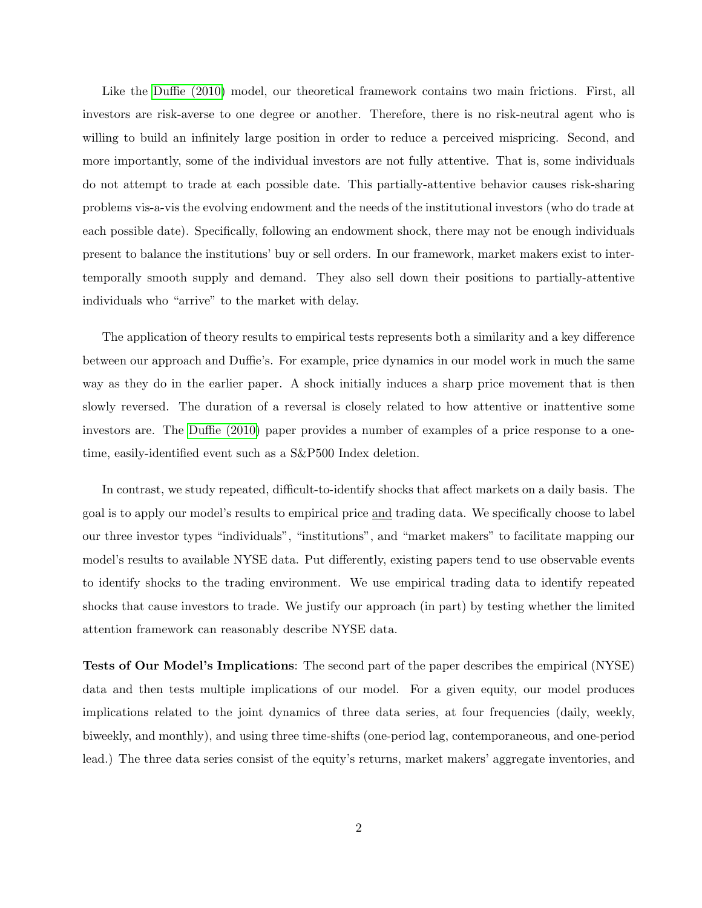Like the Duffie (2010) model, our theoretical framework contains two main frictions. First, all investors are risk-averse to one degree or another. Therefore, there is no risk-neutral agent who is willing to build an infinitely large position in order to reduce a perceived mispricing. Second, and more importantly, some of the individual investors are not fully attentive. That is, some individuals do not attempt to trade at each possible date. This partially-attentive behavior causes risk-sharing problems vis-a-vis the evolving endowment and the needs of the institutional investors (who do trade at each possible date). Specifically, following an endowment shock, there may not be enough individuals present to balance the institutions' buy or sell orders. In our framework, market makers exist to inter-temporally smooth supply and demand. They also sell down their positions to partially-attentive individuals who "arrive" to the market with delay.

The application of theory results to empirical tests represents both a similarity and a key difference between our approach and Duffie's. For example, price dynamics in our model work in much the same way as they do in the earlier paper. A shock initially induces a sharp price movement that is then slowly reversed. The duration of a reversal is closely related to how attentive or inattentive some investors are. The Duffie (2010) paper provides a number of examples of a price response to a one-time, easily-identified event such as a S&P500 Index deletion.

In contrast, we study repeated, difficult-to-identify shocks that affect markets on a daily basis. The goal is to apply our model's results to empirical price and trading data. We specifically choose to label our three investor types "individuals", "institutions", and "market makers" to facilitate mapping our model's results to available NYSE data. Put differently, existing papers tend to use observable events to identify shocks to the trading environment. We use empirical trading data to identify repeated shocks that cause investors to trade. We justify our approach (in part) by testing whether the limited attention framework can reasonably describe NYSE data.

**Tests of Our Model's Implications**: The second part of the paper describes the empirical (NYSE) data and then tests multiple implications of our model. For a given equity, our model produces implications related to the joint dynamics of three data series, at four frequencies (daily, weekly, biweekly, and monthly), and using three time-shifts (one-period lag, contemporaneous, and one-period lead.) The three data series consist of the equity's returns, market makers' aggregate inventories, and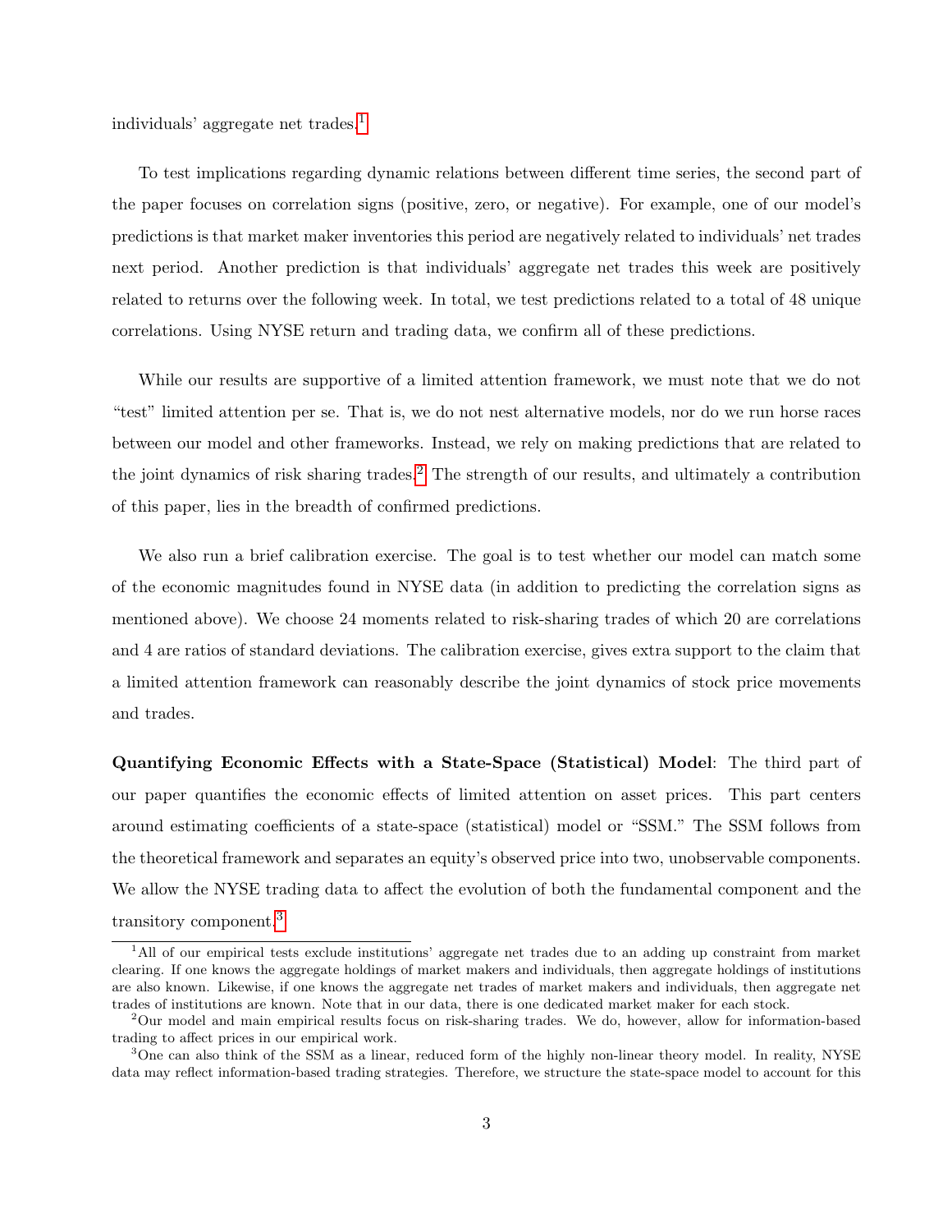individuals' aggregate net trades.[1]

To test implications regarding dynamic relations between different time series, the second part of the paper focuses on correlation signs (positive, zero, or negative). For example, one of our model's predictions is that market maker inventories this period are negatively related to individuals' net trades next period. Another prediction is that individuals' aggregate net trades this week are positively related to returns over the following week. In total, we test predictions related to a total of 48 unique correlations. Using NYSE return and trading data, we confirm all of these predictions.

While our results are supportive of a limited attention framework, we must note that we do not "test" limited attention per se. That is, we do not nest alternative models, nor do we run horse races between our model and other frameworks. Instead, we rely on making predictions that are related to the joint dynamics of risk sharing trades.[2] The strength of our results, and ultimately a contribution of this paper, lies in the breadth of confirmed predictions.

We also run a brief calibration exercise. The goal is to test whether our model can match some of the economic magnitudes found in NYSE data (in addition to predicting the correlation signs as mentioned above). We choose 24 moments related to risk-sharing trades of which 20 are correlations and 4 are ratios of standard deviations. The calibration exercise, gives extra support to the claim that a limited attention framework can reasonably describe the joint dynamics of stock price movements and trades.

**Quantifying Economic Effects with a State-Space (Statistical) Model**: The third part of our paper quantifies the economic effects of limited attention on asset prices. This part centers around estimating coefficients of a state-space (statistical) model or "SSM." The SSM follows from the theoretical framework and separates an equity's observed price into two, unobservable components. We allow the NYSE trading data to affect the evolution of both the fundamental component and the transitory component.[3]

---

[1] All of our empirical tests exclude institutions' aggregate net trades due to an adding up constraint from market clearing. If one knows the aggregate holdings of market makers and individuals, then aggregate holdings of institutions are also known. Likewise, if one knows the aggregate net trades of market makers and individuals, then aggregate net trades of institutions are known. Note that in our data, there is one dedicated market maker for each stock.

[2] Our model and main empirical results focus on risk-sharing trades. We do, however, allow for information-based trading to affect prices in our empirical work.

[3] One can also think of the SSM as a linear, reduced form of the highly non-linear theory model. In reality, NYSE data may reflect information-based trading strategies. Therefore, we structure the state-space model to account for this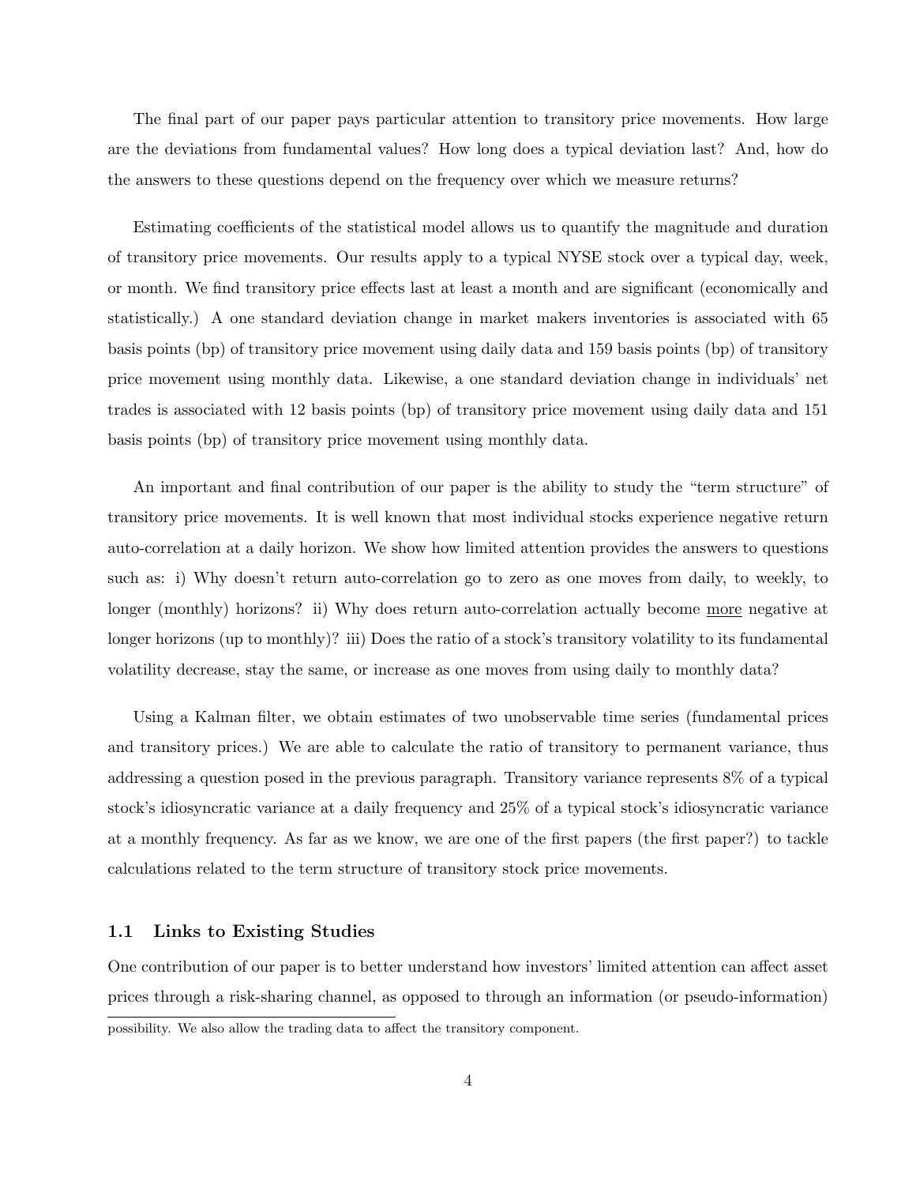The final part of our paper pays particular attention to transitory price movements. How large are the deviations from fundamental values? How long does a typical deviation last? And, how do the answers to these questions depend on the frequency over which we measure returns?

Estimating coefficients of the statistical model allows us to quantify the magnitude and duration of transitory price movements. Our results apply to a typical NYSE stock over a typical day, week, or month. We find transitory price effects last at least a month and are significant (economically and statistically.) A one standard deviation change in market makers inventories is associated with 65 basis points (bp) of transitory price movement using daily data and 159 basis points (bp) of transitory price movement using monthly data. Likewise, a one standard deviation change in individuals' net trades is associated with 12 basis points (bp) of transitory price movement using daily data and 151 basis points (bp) of transitory price movement using monthly data.

An important and final contribution of our paper is the ability to study the "term structure" of transitory price movements. It is well known that most individual stocks experience negative return auto-correlation at a daily horizon. We show how limited attention provides the answers to questions such as: i) Why doesn't return auto-correlation go to zero as one moves from daily, to weekly, to longer (monthly) horizons? ii) Why does return auto-correlation actually become more negative at longer horizons (up to monthly)? iii) Does the ratio of a stock's transitory volatility to its fundamental volatility decrease, stay the same, or increase as one moves from using daily to monthly data?

Using a Kalman filter, we obtain estimates of two unobservable time series (fundamental prices and transitory prices.) We are able to calculate the ratio of transitory to permanent variance, thus addressing a question posed in the previous paragraph. Transitory variance represents 8% of a typical stock's idiosyncratic variance at a daily frequency and 25% of a typical stock's idiosyncratic variance at a monthly frequency. As far as we know, we are one of the first papers (the first paper?) to tackle calculations related to the term structure of transitory stock price movements.

### 1.1 Links to Existing Studies

One contribution of our paper is to better understand how investors' limited attention can affect asset prices through a risk-sharing channel, as opposed to through an information (or pseudo-information)

possibility. We also allow the trading data to affect the transitory component.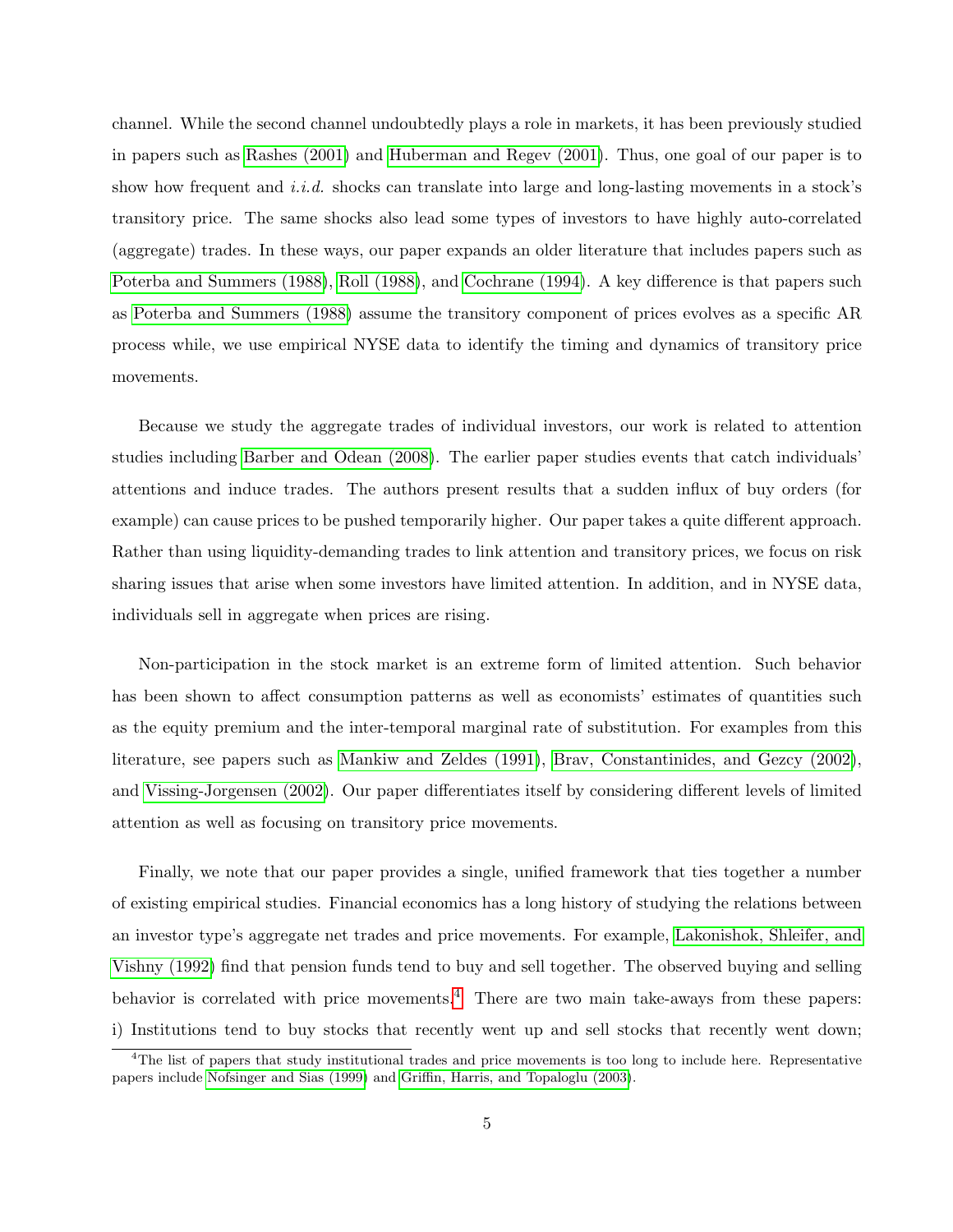channel. While the second channel undoubtedly plays a role in markets, it has been previously studied in papers such as Rashes (2001) and Huberman and Regev (2001). Thus, one goal of our paper is to show how frequent and *i.i.d.* shocks can translate into large and long-lasting movements in a stock's transitory price. The same shocks also lead some types of investors to have highly auto-correlated (aggregate) trades. In these ways, our paper expands an older literature that includes papers such as Poterba and Summers (1988), Roll (1988), and Cochrane (1994). A key difference is that papers such as Poterba and Summers (1988) assume the transitory component of prices evolves as a specific AR process while, we use empirical NYSE data to identify the timing and dynamics of transitory price movements.

Because we study the aggregate trades of individual investors, our work is related to attention studies including Barber and Odean (2008). The earlier paper studies events that catch individuals' attentions and induce trades. The authors present results that a sudden influx of buy orders (for example) can cause prices to be pushed temporarily higher. Our paper takes a quite different approach. Rather than using liquidity-demanding trades to link attention and transitory prices, we focus on risk sharing issues that arise when some investors have limited attention. In addition, and in NYSE data, individuals sell in aggregate when prices are rising.

Non-participation in the stock market is an extreme form of limited attention. Such behavior has been shown to affect consumption patterns as well as economists' estimates of quantities such as the equity premium and the inter-temporal marginal rate of substitution. For examples from this literature, see papers such as Mankiw and Zeldes (1991), Brav, Constantinides, and Gezcy (2002), and Vissing-Jorgensen (2002). Our paper differentiates itself by considering different levels of limited attention as well as focusing on transitory price movements.

Finally, we note that our paper provides a single, unified framework that ties together a number of existing empirical studies. Financial economics has a long history of studying the relations between an investor type's aggregate net trades and price movements. For example, Lakonishok, Shleifer, and Vishny (1992) find that pension funds tend to buy and sell together. The observed buying and selling behavior is correlated with price movements.[4] There are two main take-aways from these papers: i) Institutions tend to buy stocks that recently went up and sell stocks that recently went down;

[4]The list of papers that study institutional trades and price movements is too long to include here. Representative papers include Nofsinger and Sias (1999) and Griffin, Harris, and Topaloglu (2003).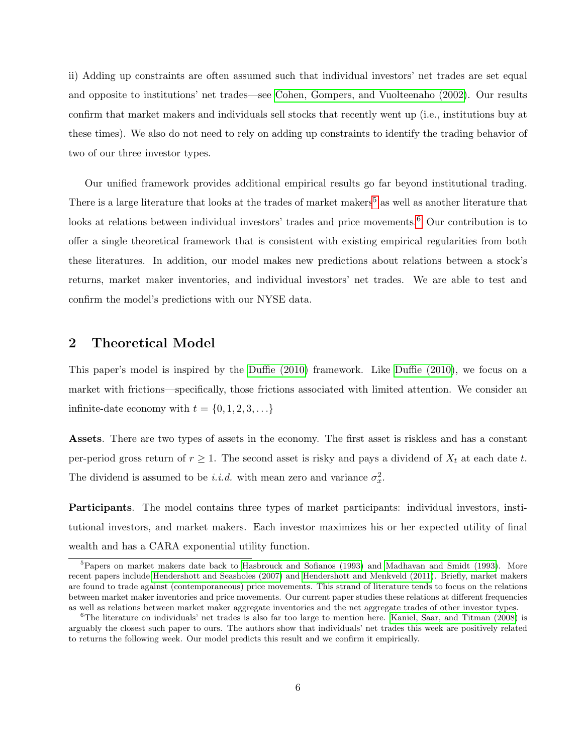ii) Adding up constraints are often assumed such that individual investors' net trades are set equal and opposite to institutions' net trades—see Cohen, Gompers, and Vuolteenaho (2002). Our results confirm that market makers and individuals sell stocks that recently went up (i.e., institutions buy at these times). We also do not need to rely on adding up constraints to identify the trading behavior of two of our three investor types.

Our unified framework provides additional empirical results go far beyond institutional trading. There is a large literature that looks at the trades of market makers[5] as well as another literature that looks at relations between individual investors' trades and price movements.[6] Our contribution is to offer a single theoretical framework that is consistent with existing empirical regularities from both these literatures. In addition, our model makes new predictions about relations between a stock's returns, market maker inventories, and individual investors' net trades. We are able to test and confirm the model's predictions with our NYSE data.

## 2 Theoretical Model

This paper's model is inspired by the Duffie (2010) framework. Like Duffie (2010), we focus on a market with frictions—specifically, those frictions associated with limited attention. We consider an infinite-date economy with $t = \{0, 1, 2, 3, \ldots\}$

**Assets**. There are two types of assets in the economy. The first asset is riskless and has a constant per-period gross return of $r \geq 1$. The second asset is risky and pays a dividend of $X_t$ at each date $t$. The dividend is assumed to be *i.i.d.* with mean zero and variance $\sigma_x^2$.

**Participants**. The model contains three types of market participants: individual investors, institutional investors, and market makers. Each investor maximizes his or her expected utility of final wealth and has a CARA exponential utility function.

[5] Papers on market makers date back to Hasbrouck and Sofianos (1993) and Madhavan and Smidt (1993). More recent papers include Hendershott and Seasholes (2007) and Hendershott and Menkveld (2011). Briefly, market makers are found to trade against (contemporaneous) price movements. This strand of literature tends to focus on the relations between market maker inventories and price movements. Our current paper studies these relations at different frequencies as well as relations between market maker aggregate inventories and the net aggregate trades of other investor types.

[6] The literature on individuals' net trades is also far too large to mention here. Kaniel, Saar, and Titman (2008) is arguably the closest such paper to ours. The authors show that individuals' net trades this week are positively related to returns the following week. Our model predicts this result and we confirm it empirically.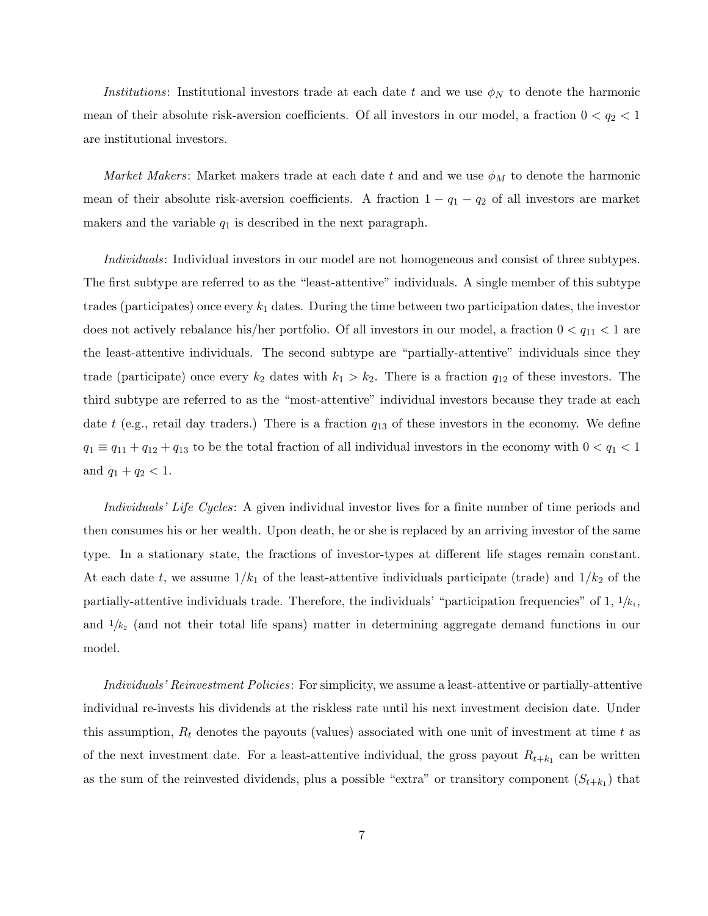*Institutions*: Institutional investors trade at each date $t$ and we use $\phi_N$ to denote the harmonic mean of their absolute risk-aversion coefficients. Of all investors in our model, a fraction $0 < q_2 < 1$ are institutional investors.

*Market Makers*: Market makers trade at each date $t$ and and we use $\phi_M$ to denote the harmonic mean of their absolute risk-aversion coefficients. A fraction $1 - q_1 - q_2$ of all investors are market makers and the variable $q_1$ is described in the next paragraph.

*Individuals*: Individual investors in our model are not homogeneous and consist of three subtypes. The first subtype are referred to as the "least-attentive" individuals. A single member of this subtype trades (participates) once every $k_1$ dates. During the time between two participation dates, the investor does not actively rebalance his/her portfolio. Of all investors in our model, a fraction $0 < q_{11} < 1$ are the least-attentive individuals. The second subtype are "partially-attentive" individuals since they trade (participate) once every $k_2$ dates with $k_1 > k_2$. There is a fraction $q_{12}$ of these investors. The third subtype are referred to as the "most-attentive" individual investors because they trade at each date $t$ (e.g., retail day traders.) There is a fraction $q_{13}$ of these investors in the economy. We define $q_1 \equiv q_{11} + q_{12} + q_{13}$ to be the total fraction of all individual investors in the economy with $0 < q_1 < 1$ and $q_1 + q_2 < 1$.

*Individuals' Life Cycles*: A given individual investor lives for a finite number of time periods and then consumes his or her wealth. Upon death, he or she is replaced by an arriving investor of the same type. In a stationary state, the fractions of investor-types at different life stages remain constant. At each date $t$, we assume $1/k_1$ of the least-attentive individuals participate (trade) and $1/k_2$ of the partially-attentive individuals trade. Therefore, the individuals' "participation frequencies" of 1, $1/k_1$, and $1/k_2$ (and not their total life spans) matter in determining aggregate demand functions in our model.

*Individuals' Reinvestment Policies*: For simplicity, we assume a least-attentive or partially-attentive individual re-invests his dividends at the riskless rate until his next investment decision date. Under this assumption, $R_t$ denotes the payouts (values) associated with one unit of investment at time $t$ as of the next investment date. For a least-attentive individual, the gross payout $R_{t+k_1}$ can be written as the sum of the reinvested dividends, plus a possible "extra" or transitory component ($S_{t+k_1}$) that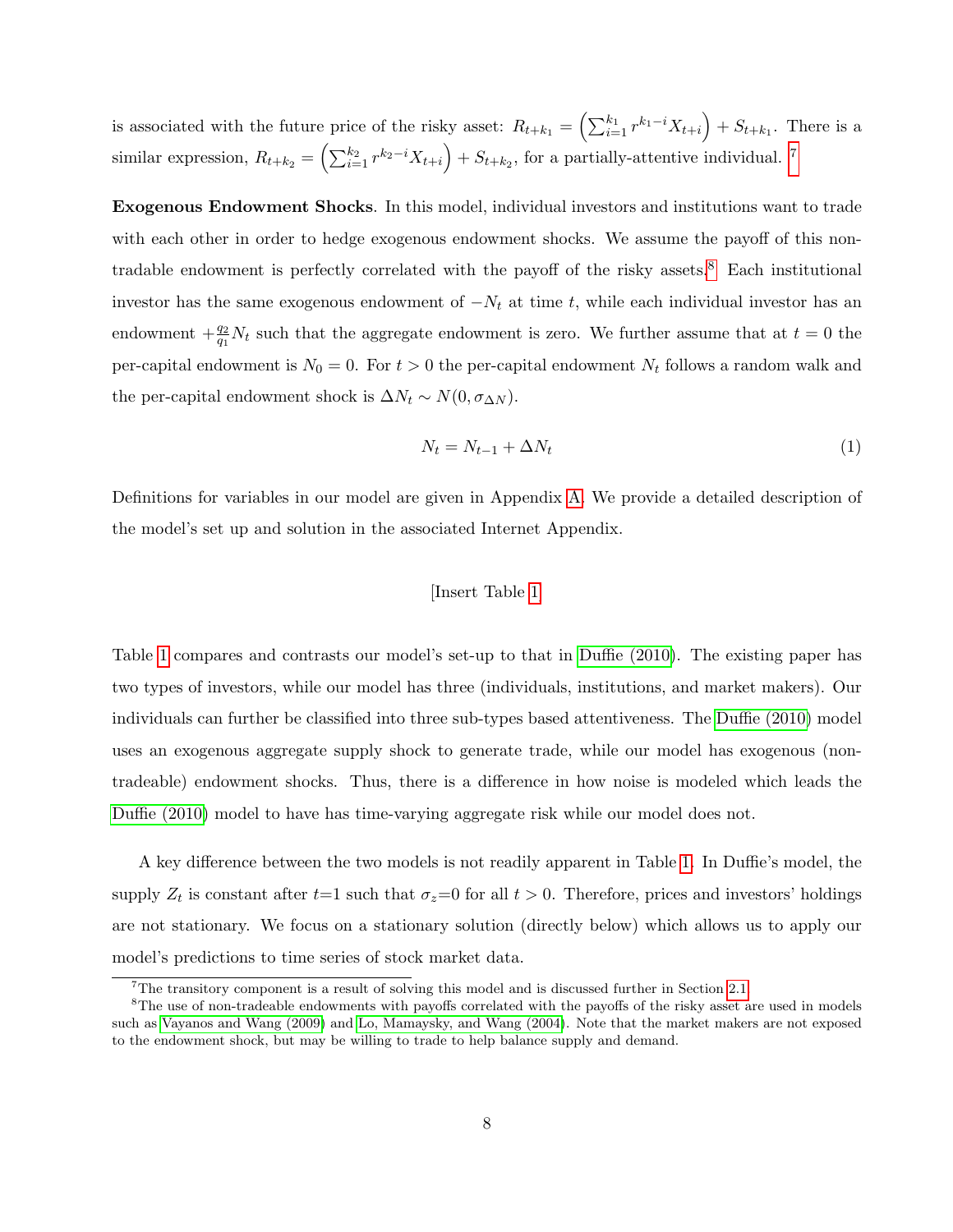is associated with the future price of the risky asset: $R_{t+k_1} = \left(\sum_{i=1}^{k_1} r^{k_1-i} X_{t+i}\right) + S_{t+k_1}$. There is a similar expression, $R_{t+k_2} = \left(\sum_{i=1}^{k_2} r^{k_2-i} X_{t+i}\right) + S_{t+k_2}$, for a partially-attentive individual. [7]

**Exogenous Endowment Shocks**. In this model, individual investors and institutions want to trade with each other in order to hedge exogenous endowment shocks. We assume the payoff of this non-tradable endowment is perfectly correlated with the payoff of the risky assets.[8] Each institutional investor has the same exogenous endowment of $-N_t$ at time $t$, while each individual investor has an endowment $+\frac{q_2}{q_1}N_t$ such that the aggregate endowment is zero. We further assume that at $t = 0$ the per-capital endowment is $N_0 = 0$. For $t > 0$ the per-capital endowment $N_t$ follows a random walk and the per-capital endowment shock is $\Delta N_t \sim N(0, \sigma_{\Delta N})$.

$$N_t = N_{t-1} + \Delta N_t \tag{1}$$

Definitions for variables in our model are given in Appendix A. We provide a detailed description of the model's set up and solution in the associated Internet Appendix.

[Insert Table 1]

Table 1 compares and contrasts our model's set-up to that in Duffie (2010). The existing paper has two types of investors, while our model has three (individuals, institutions, and market makers). Our individuals can further be classified into three sub-types based attentiveness. The Duffie (2010) model uses an exogenous aggregate supply shock to generate trade, while our model has exogenous (non-tradeable) endowment shocks. Thus, there is a difference in how noise is modeled which leads the Duffie (2010) model to have has time-varying aggregate risk while our model does not.

A key difference between the two models is not readily apparent in Table 1. In Duffie's model, the supply $Z_t$ is constant after $t$=1 such that $\sigma_z$=0 for all $t > 0$. Therefore, prices and investors' holdings are not stationary. We focus on a stationary solution (directly below) which allows us to apply our model's predictions to time series of stock market data.

[7] The transitory component is a result of solving this model and is discussed further in Section 2.1.

[8] The use of non-tradeable endowments with payoffs correlated with the payoffs of the risky asset are used in models such as Vayanos and Wang (2009) and Lo, Mamaysky, and Wang (2004). Note that the market makers are not exposed to the endowment shock, but may be willing to trade to help balance supply and demand.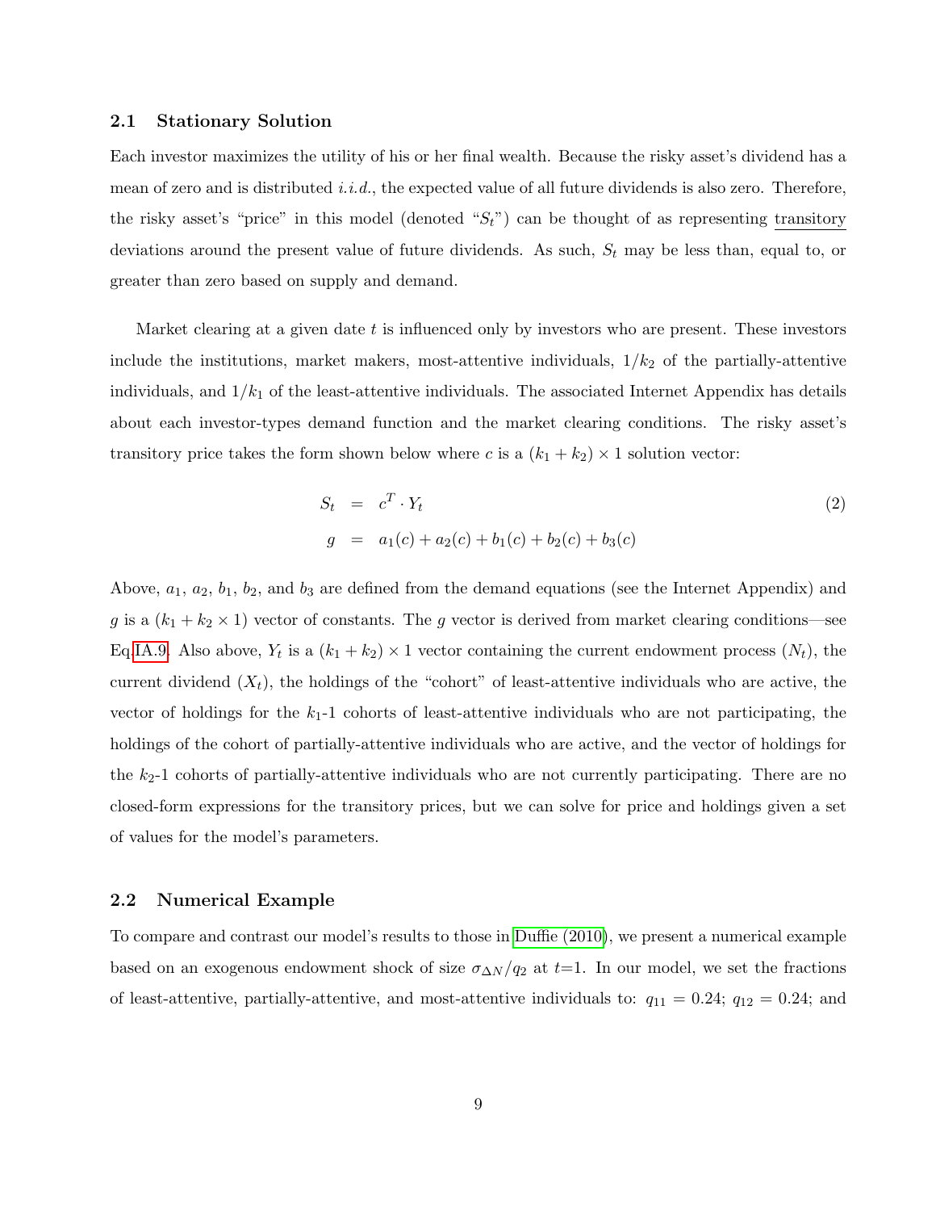### 2.1 Stationary Solution

Each investor maximizes the utility of his or her final wealth. Because the risky asset's dividend has a mean of zero and is distributed *i.i.d.*, the expected value of all future dividends is also zero. Therefore, the risky asset's "price" in this model (denoted "$S_t$") can be thought of as representing transitory deviations around the present value of future dividends. As such, $S_t$ may be less than, equal to, or greater than zero based on supply and demand.

Market clearing at a given date $t$ is influenced only by investors who are present. These investors include the institutions, market makers, most-attentive individuals, $1/k_2$ of the partially-attentive individuals, and $1/k_1$ of the least-attentive individuals. The associated Internet Appendix has details about each investor-types demand function and the market clearing conditions. The risky asset's transitory price takes the form shown below where $c$ is a $(k_1 + k_2) \times 1$ solution vector:

$$
\begin{aligned}
S_t &= c^T \cdot Y_t \\
g &= a_1(c) + a_2(c) + b_1(c) + b_2(c) + b_3(c)
\end{aligned}
\tag{2}
$$

Above, $a_1$, $a_2$, $b_1$, $b_2$, and $b_3$ are defined from the demand equations (see the Internet Appendix) and $g$ is a $(k_1 + k_2 \times 1)$ vector of constants. The $g$ vector is derived from market clearing conditions—see Eq.IA.9. Also above, $Y_t$ is a $(k_1 + k_2) \times 1$ vector containing the current endowment process ($N_t$), the current dividend ($X_t$), the holdings of the "cohort" of least-attentive individuals who are active, the vector of holdings for the $k_1$-1 cohorts of least-attentive individuals who are not participating, the holdings of the cohort of partially-attentive individuals who are active, and the vector of holdings for the $k_2$-1 cohorts of partially-attentive individuals who are not currently participating. There are no closed-form expressions for the transitory prices, but we can solve for price and holdings given a set of values for the model's parameters.

### 2.2 Numerical Example

To compare and contrast our model's results to those in Duffie (2010), we present a numerical example based on an exogenous endowment shock of size $\sigma_{\Delta N}/q_2$ at $t$=1. In our model, we set the fractions of least-attentive, partially-attentive, and most-attentive individuals to: $q_{11} = 0.24$; $q_{12} = 0.24$; and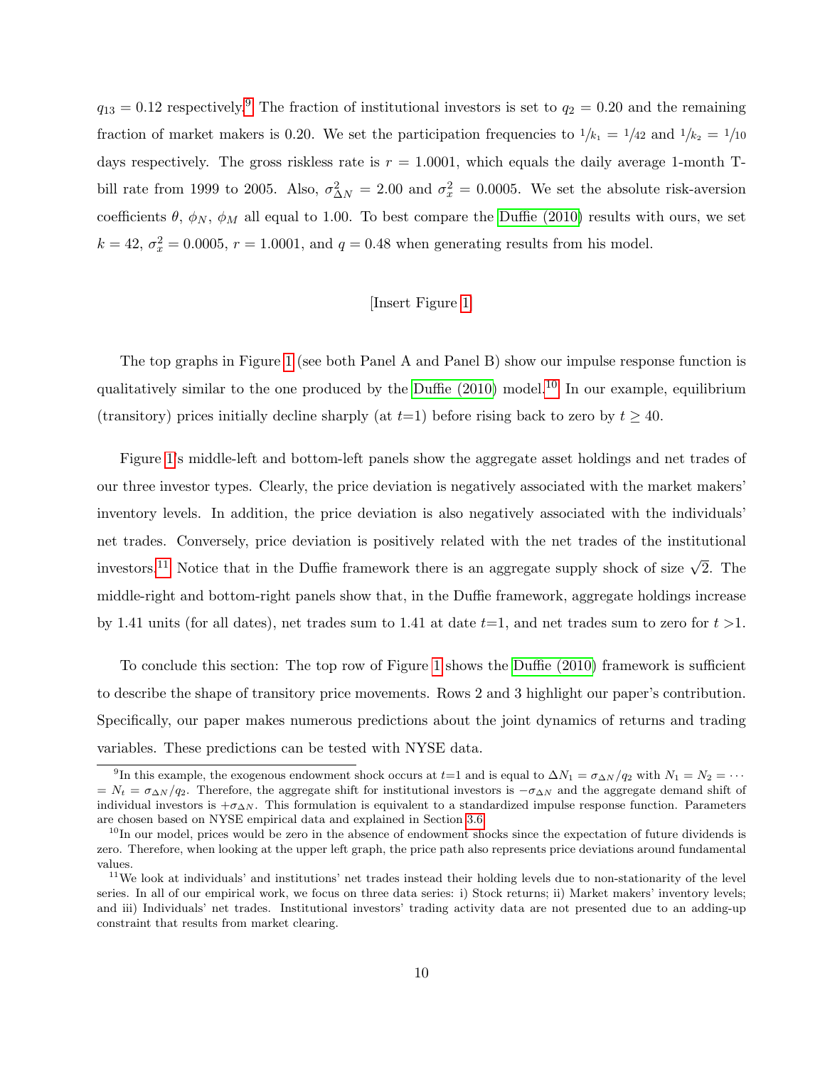$q_{13} = 0.12$ respectively.[9] The fraction of institutional investors is set to $q_2 = 0.20$ and the remaining fraction of market makers is 0.20. We set the participation frequencies to $1/k_1 = 1/42$ and $1/k_2 = 1/10$ days respectively. The gross riskless rate is $r = 1.0001$, which equals the daily average 1-month T-bill rate from 1999 to 2005. Also, $\sigma^2_{\Delta N} = 2.00$ and $\sigma^2_x = 0.0005$. We set the absolute risk-aversion coefficients $\theta$, $\phi_N$, $\phi_M$ all equal to 1.00. To best compare the Duffie (2010) results with ours, we set $k = 42$, $\sigma^2_x = 0.0005$, $r = 1.0001$, and $q = 0.48$ when generating results from his model.

[Insert Figure 1]

The top graphs in Figure 1 (see both Panel A and Panel B) show our impulse response function is qualitatively similar to the one produced by the Duffie (2010) model.[10] In our example, equilibrium (transitory) prices initially decline sharply (at $t$=1) before rising back to zero by $t \geq 40$.

Figure 1's middle-left and bottom-left panels show the aggregate asset holdings and net trades of our three investor types. Clearly, the price deviation is negatively associated with the market makers' inventory levels. In addition, the price deviation is also negatively associated with the individuals' net trades. Conversely, price deviation is positively related with the net trades of the institutional investors.[11] Notice that in the Duffie framework there is an aggregate supply shock of size $\sqrt{2}$. The middle-right and bottom-right panels show that, in the Duffie framework, aggregate holdings increase by 1.41 units (for all dates), net trades sum to 1.41 at date $t$=1, and net trades sum to zero for $t$ >1.

To conclude this section: The top row of Figure 1 shows the Duffie (2010) framework is sufficient to describe the shape of transitory price movements. Rows 2 and 3 highlight our paper's contribution. Specifically, our paper makes numerous predictions about the joint dynamics of returns and trading variables. These predictions can be tested with NYSE data.

---

[9] In this example, the exogenous endowment shock occurs at $t$=1 and is equal to $\Delta N_1 = \sigma_{\Delta N}/q_2$ with $N_1 = N_2 = \cdots = N_t = \sigma_{\Delta N}/q_2$. Therefore, the aggregate shift for institutional investors is $-\sigma_{\Delta N}$ and the aggregate demand shift of individual investors is $+\sigma_{\Delta N}$. This formulation is equivalent to a standardized impulse response function. Parameters are chosen based on NYSE empirical data and explained in Section 3.6.

[10] In our model, prices would be zero in the absence of endowment shocks since the expectation of future dividends is zero. Therefore, when looking at the upper left graph, the price path also represents price deviations around fundamental values.

[11] We look at individuals' and institutions' net trades instead their holding levels due to non-stationarity of the level series. In all of our empirical work, we focus on three data series: i) Stock returns; ii) Market makers' inventory levels; and iii) Individuals' net trades. Institutional investors' trading activity data are not presented due to an adding-up constraint that results from market clearing.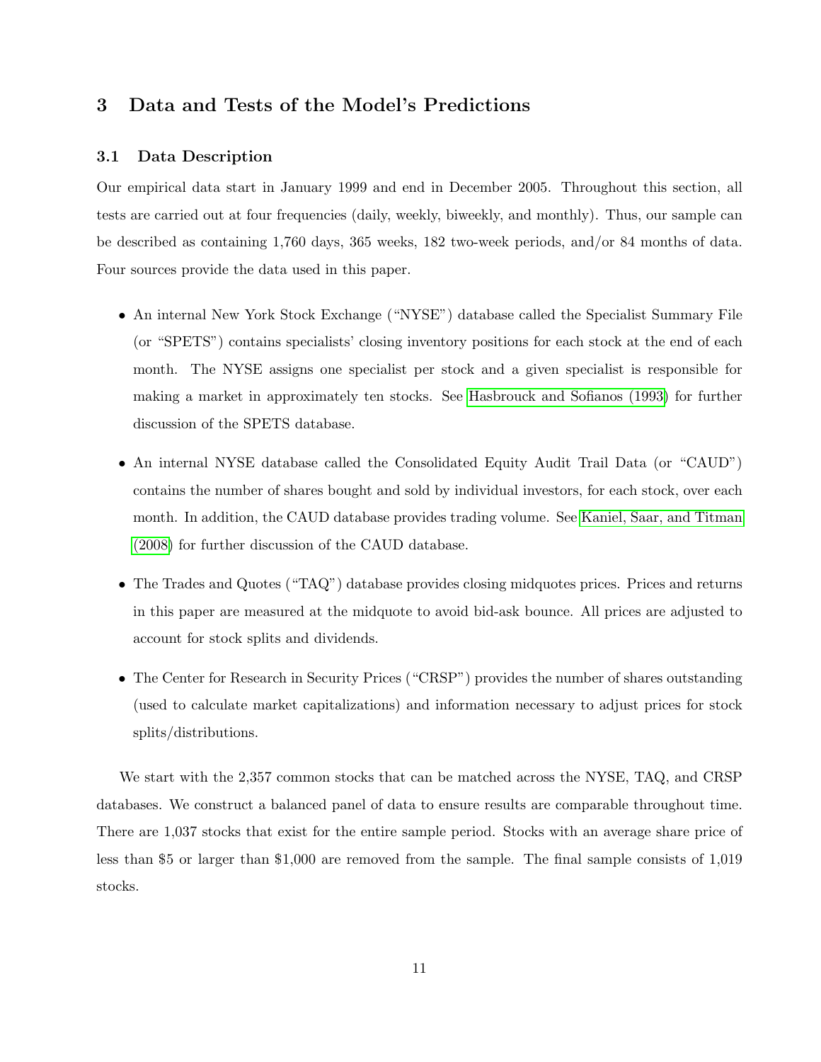# 3 Data and Tests of the Model's Predictions

## 3.1 Data Description

Our empirical data start in January 1999 and end in December 2005. Throughout this section, all tests are carried out at four frequencies (daily, weekly, biweekly, and monthly). Thus, our sample can be described as containing 1,760 days, 365 weeks, 182 two-week periods, and/or 84 months of data. Four sources provide the data used in this paper.

- An internal New York Stock Exchange ("NYSE") database called the Specialist Summary File (or "SPETS") contains specialists' closing inventory positions for each stock at the end of each month. The NYSE assigns one specialist per stock and a given specialist is responsible for making a market in approximately ten stocks. See Hasbrouck and Sofianos (1993) for further discussion of the SPETS database.

- An internal NYSE database called the Consolidated Equity Audit Trail Data (or "CAUD") contains the number of shares bought and sold by individual investors, for each stock, over each month. In addition, the CAUD database provides trading volume. See Kaniel, Saar, and Titman (2008) for further discussion of the CAUD database.

- The Trades and Quotes ("TAQ") database provides closing midquotes prices. Prices and returns in this paper are measured at the midquote to avoid bid-ask bounce. All prices are adjusted to account for stock splits and dividends.

- The Center for Research in Security Prices ("CRSP") provides the number of shares outstanding (used to calculate market capitalizations) and information necessary to adjust prices for stock splits/distributions.

We start with the 2,357 common stocks that can be matched across the NYSE, TAQ, and CRSP databases. We construct a balanced panel of data to ensure results are comparable throughout time. There are 1,037 stocks that exist for the entire sample period. Stocks with an average share price of less than \$5 or larger than \$1,000 are removed from the sample. The final sample consists of 1,019 stocks.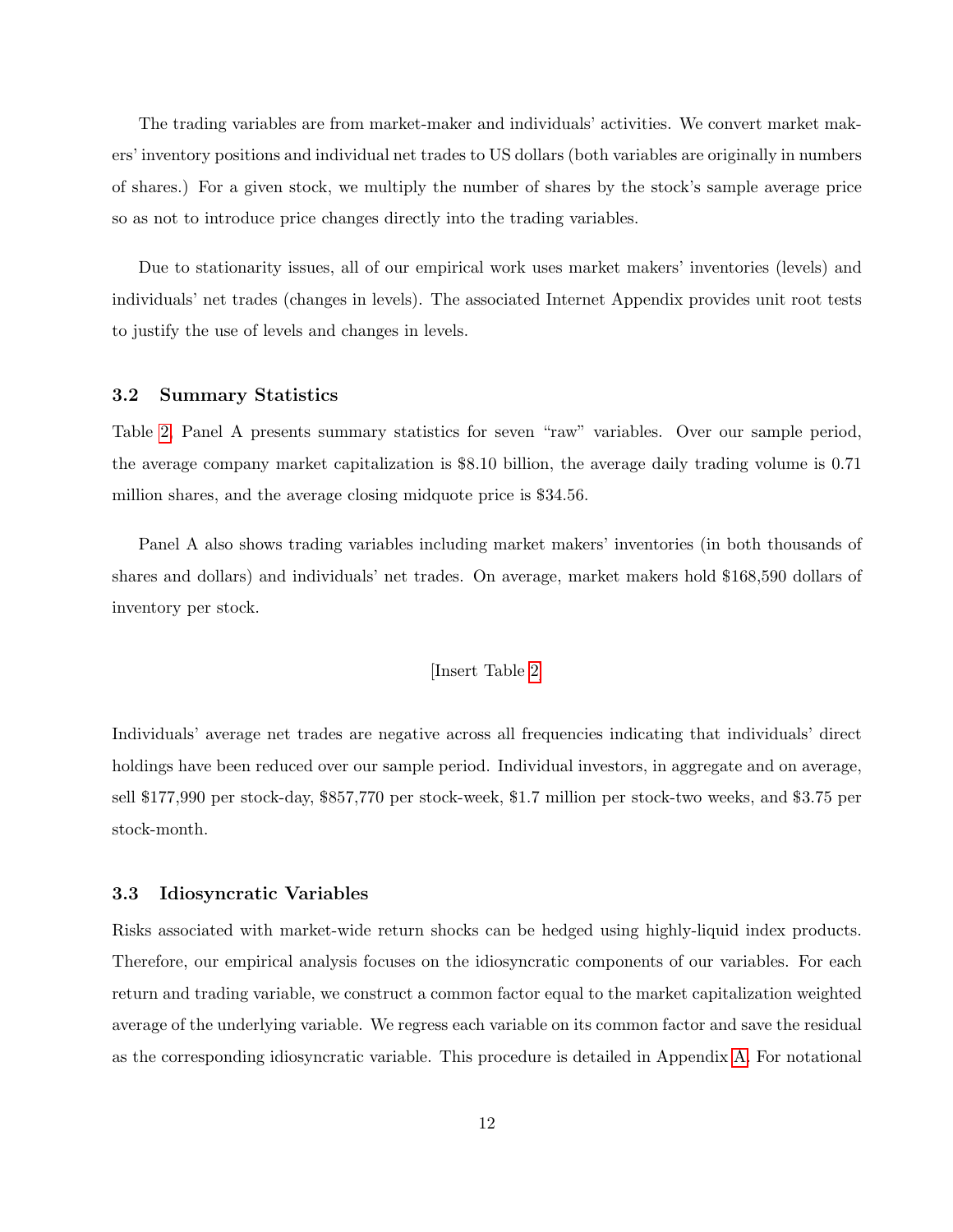The trading variables are from market-maker and individuals' activities. We convert market makers' inventory positions and individual net trades to US dollars (both variables are originally in numbers of shares.) For a given stock, we multiply the number of shares by the stock's sample average price so as not to introduce price changes directly into the trading variables.

Due to stationarity issues, all of our empirical work uses market makers' inventories (levels) and individuals' net trades (changes in levels). The associated Internet Appendix provides unit root tests to justify the use of levels and changes in levels.

### 3.2 Summary Statistics

Table 2, Panel A presents summary statistics for seven "raw" variables. Over our sample period, the average company market capitalization is $8.10 billion, the average daily trading volume is 0.71 million shares, and the average closing midquote price is $34.56.

Panel A also shows trading variables including market makers' inventories (in both thousands of shares and dollars) and individuals' net trades. On average, market makers hold $168,590 dollars of inventory per stock.

[Insert Table 2]

Individuals' average net trades are negative across all frequencies indicating that individuals' direct holdings have been reduced over our sample period. Individual investors, in aggregate and on average, sell $177,990 per stock-day, $857,770 per stock-week, $1.7 million per stock-two weeks, and $3.75 per stock-month.

### 3.3 Idiosyncratic Variables

Risks associated with market-wide return shocks can be hedged using highly-liquid index products. Therefore, our empirical analysis focuses on the idiosyncratic components of our variables. For each return and trading variable, we construct a common factor equal to the market capitalization weighted average of the underlying variable. We regress each variable on its common factor and save the residual as the corresponding idiosyncratic variable. This procedure is detailed in Appendix A. For notational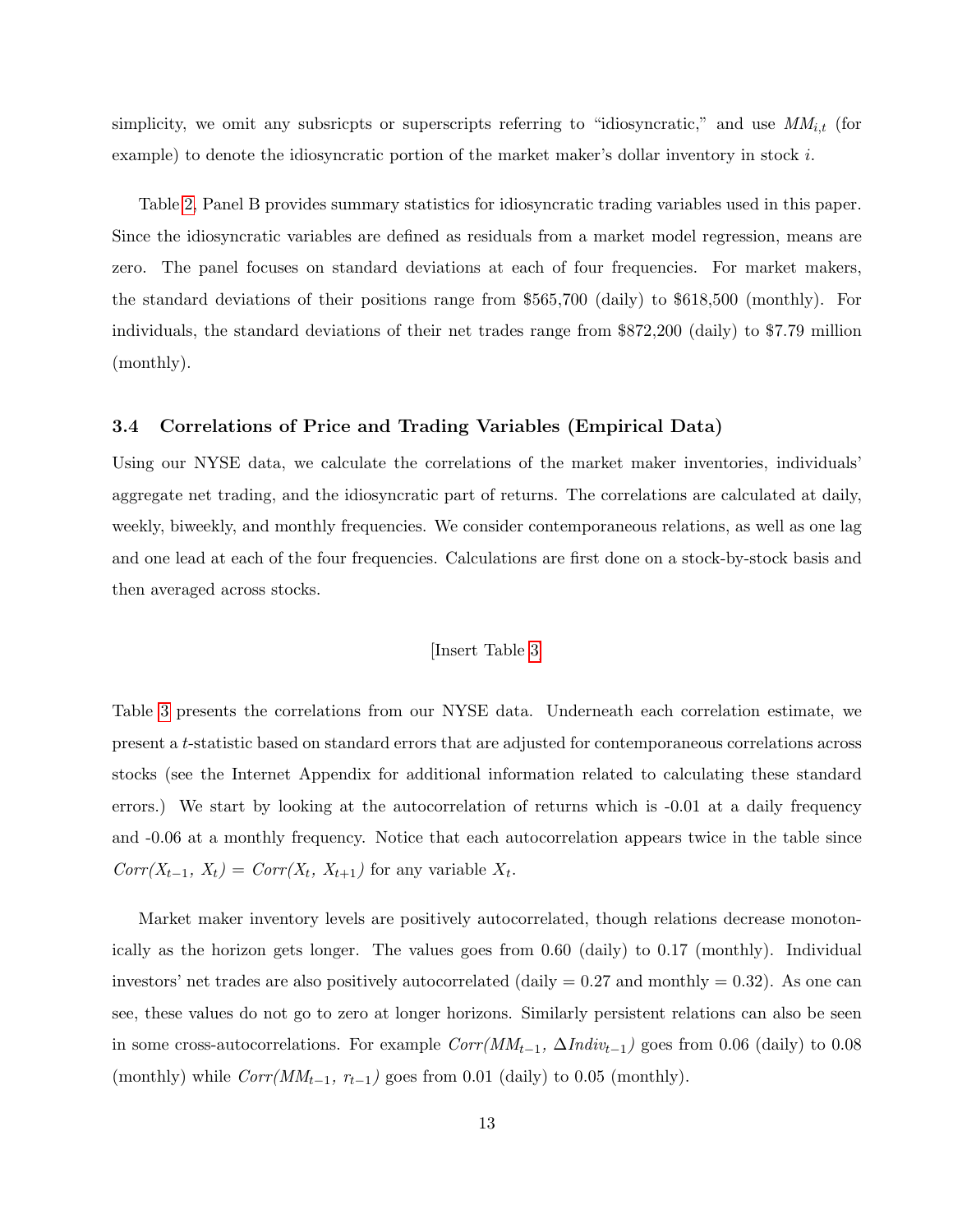simplicity, we omit any subsricpts or superscripts referring to "idiosyncratic," and use $MM_{i,t}$ (for example) to denote the idiosyncratic portion of the market maker's dollar inventory in stock $i$.

Table 2, Panel B provides summary statistics for idiosyncratic trading variables used in this paper. Since the idiosyncratic variables are defined as residuals from a market model regression, means are zero. The panel focuses on standard deviations at each of four frequencies. For market makers, the standard deviations of their positions range from \$565,700 (daily) to \$618,500 (monthly). For individuals, the standard deviations of their net trades range from \$872,200 (daily) to \$7.79 million (monthly).

### 3.4 Correlations of Price and Trading Variables (Empirical Data)

Using our NYSE data, we calculate the correlations of the market maker inventories, individuals' aggregate net trading, and the idiosyncratic part of returns. The correlations are calculated at daily, weekly, biweekly, and monthly frequencies. We consider contemporaneous relations, as well as one lag and one lead at each of the four frequencies. Calculations are first done on a stock-by-stock basis and then averaged across stocks.

[Insert Table 3]

Table 3 presents the correlations from our NYSE data. Underneath each correlation estimate, we present a $t$-statistic based on standard errors that are adjusted for contemporaneous correlations across stocks (see the Internet Appendix for additional information related to calculating these standard errors.) We start by looking at the autocorrelation of returns which is -0.01 at a daily frequency and -0.06 at a monthly frequency. Notice that each autocorrelation appears twice in the table since $Corr(X_{t-1},\, X_t) = Corr(X_t,\, X_{t+1})$ for any variable $X_t$.

Market maker inventory levels are positively autocorrelated, though relations decrease monotonically as the horizon gets longer. The values goes from 0.60 (daily) to 0.17 (monthly). Individual investors' net trades are also positively autocorrelated (daily = 0.27 and monthly = 0.32). As one can see, these values do not go to zero at longer horizons. Similarly persistent relations can also be seen in some cross-autocorrelations. For example $Corr(MM_{t-1},\, \Delta Indiv_{t-1})$ goes from 0.06 (daily) to 0.08 (monthly) while $Corr(MM_{t-1},\, r_{t-1})$ goes from 0.01 (daily) to 0.05 (monthly).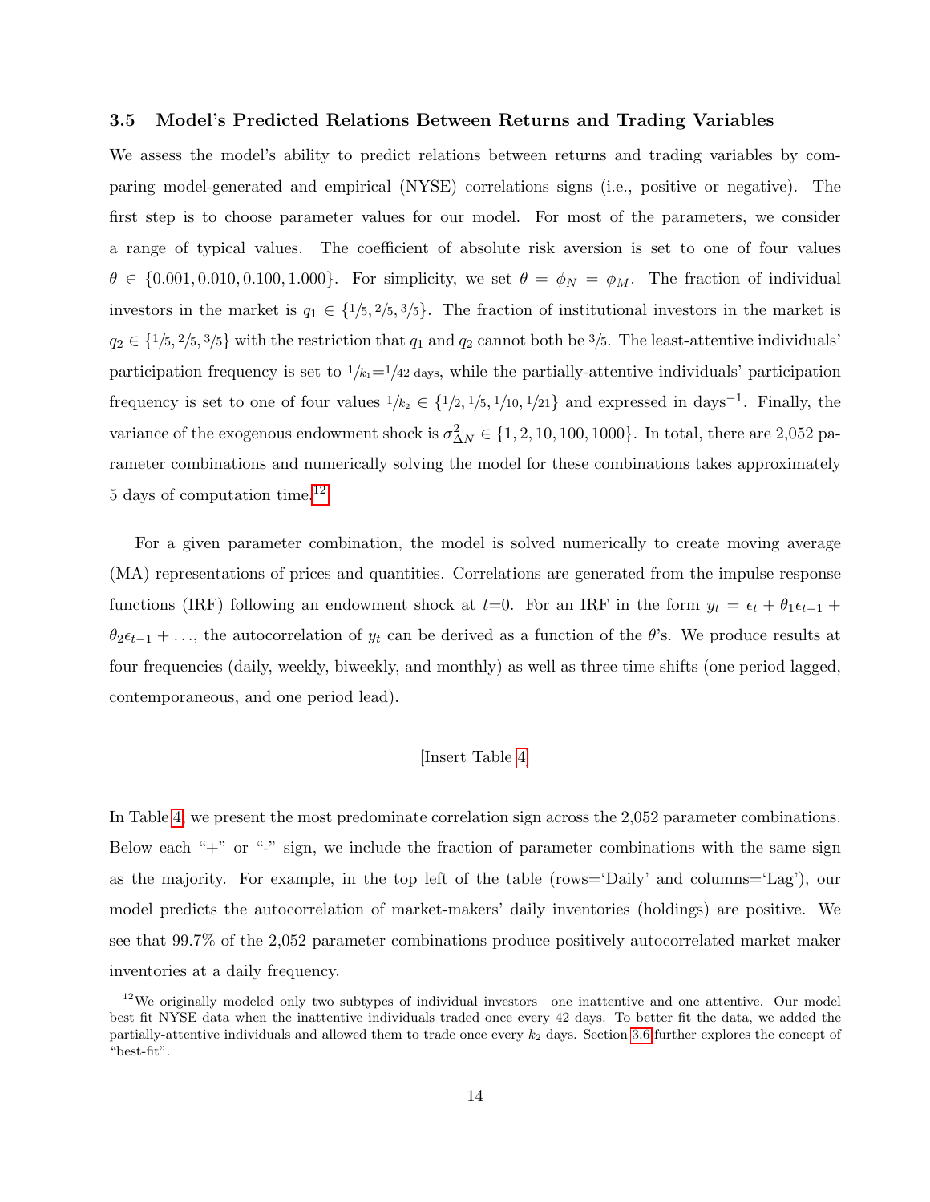### 3.5 Model's Predicted Relations Between Returns and Trading Variables

We assess the model's ability to predict relations between returns and trading variables by comparing model-generated and empirical (NYSE) correlations signs (i.e., positive or negative). The first step is to choose parameter values for our model. For most of the parameters, we consider a range of typical values. The coefficient of absolute risk aversion is set to one of four values $\theta \in \{0.001, 0.010, 0.100, 1.000\}$. For simplicity, we set $\theta = \phi_N = \phi_M$. The fraction of individual investors in the market is $q_1 \in \{1/5, 2/5, 3/5\}$. The fraction of institutional investors in the market is $q_2 \in \{1/5, 2/5, 3/5\}$ with the restriction that $q_1$ and $q_2$ cannot both be $3/5$. The least-attentive individuals' participation frequency is set to $1/k_1 = 1/42$ days, while the partially-attentive individuals' participation frequency is set to one of four values $1/k_2 \in \{1/2, 1/5, 1/10, 1/21\}$ and expressed in days$^{-1}$. Finally, the variance of the exogenous endowment shock is $\sigma^2_{\Delta N} \in \{1, 2, 10, 100, 1000\}$. In total, there are 2,052 parameter combinations and numerically solving the model for these combinations takes approximately 5 days of computation time.[12]

For a given parameter combination, the model is solved numerically to create moving average (MA) representations of prices and quantities. Correlations are generated from the impulse response functions (IRF) following an endowment shock at $t$=0. For an IRF in the form $y_t = \epsilon_t + \theta_1 \epsilon_{t-1} + \theta_2 \epsilon_{t-1} + \ldots$, the autocorrelation of $y_t$ can be derived as a function of the $\theta$'s. We produce results at four frequencies (daily, weekly, biweekly, and monthly) as well as three time shifts (one period lagged, contemporaneous, and one period lead).

[Insert Table 4]

In Table 4, we present the most predominate correlation sign across the 2,052 parameter combinations. Below each "+" or "-" sign, we include the fraction of parameter combinations with the same sign as the majority. For example, in the top left of the table (rows='Daily' and columns='Lag'), our model predicts the autocorrelation of market-makers' daily inventories (holdings) are positive. We see that 99.7% of the 2,052 parameter combinations produce positively autocorrelated market maker inventories at a daily frequency.

[12] We originally modeled only two subtypes of individual investors—one inattentive and one attentive. Our model best fit NYSE data when the inattentive individuals traded once every 42 days. To better fit the data, we added the partially-attentive individuals and allowed them to trade once every $k_2$ days. Section 3.6 further explores the concept of "best-fit".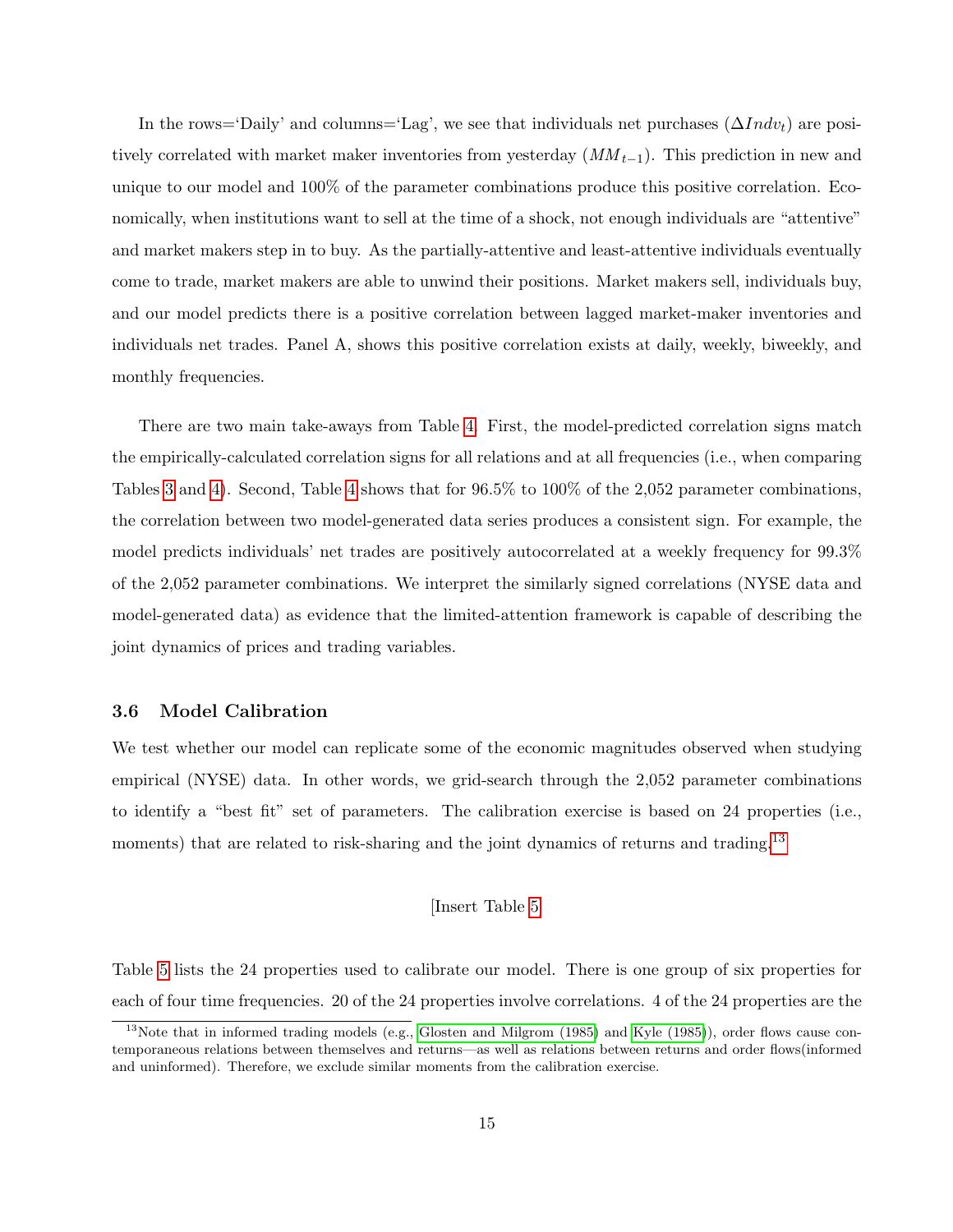In the rows='Daily' and columns='Lag', we see that individuals net purchases ($\Delta Indv_t$) are positively correlated with market maker inventories from yesterday ($MM_{t-1}$). This prediction in new and unique to our model and 100% of the parameter combinations produce this positive correlation. Economically, when institutions want to sell at the time of a shock, not enough individuals are "attentive" and market makers step in to buy. As the partially-attentive and least-attentive individuals eventually come to trade, market makers are able to unwind their positions. Market makers sell, individuals buy, and our model predicts there is a positive correlation between lagged market-maker inventories and individuals net trades. Panel A, shows this positive correlation exists at daily, weekly, biweekly, and monthly frequencies.

There are two main take-aways from Table 4. First, the model-predicted correlation signs match the empirically-calculated correlation signs for all relations and at all frequencies (i.e., when comparing Tables 3 and 4). Second, Table 4 shows that for 96.5% to 100% of the 2,052 parameter combinations, the correlation between two model-generated data series produces a consistent sign. For example, the model predicts individuals' net trades are positively autocorrelated at a weekly frequency for 99.3% of the 2,052 parameter combinations. We interpret the similarly signed correlations (NYSE data and model-generated data) as evidence that the limited-attention framework is capable of describing the joint dynamics of prices and trading variables.

### 3.6 Model Calibration

We test whether our model can replicate some of the economic magnitudes observed when studying empirical (NYSE) data. In other words, we grid-search through the 2,052 parameter combinations to identify a "best fit" set of parameters. The calibration exercise is based on 24 properties (i.e., moments) that are related to risk-sharing and the joint dynamics of returns and trading.[13]

[Insert Table 5]

Table 5 lists the 24 properties used to calibrate our model. There is one group of six properties for each of four time frequencies. 20 of the 24 properties involve correlations. 4 of the 24 properties are the

[13] Note that in informed trading models (e.g., Glosten and Milgrom (1985) and Kyle (1985)), order flows cause contemporaneous relations between themselves and returns—as well as relations between returns and order flows(informed and uninformed). Therefore, we exclude similar moments from the calibration exercise.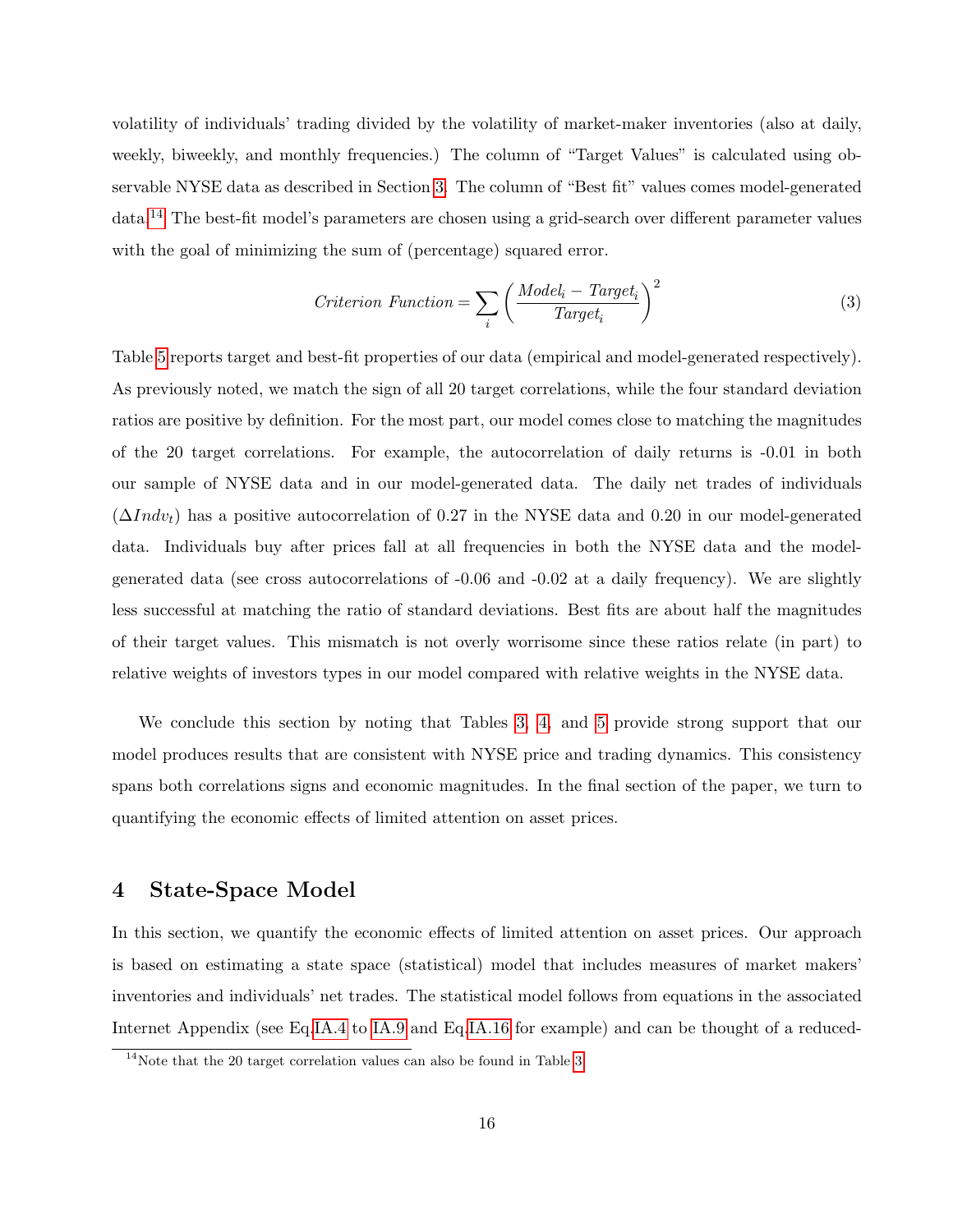volatility of individuals' trading divided by the volatility of market-maker inventories (also at daily, weekly, biweekly, and monthly frequencies.) The column of "Target Values" is calculated using observable NYSE data as described in Section 3. The column of "Best fit" values comes model-generated data.[14] The best-fit model's parameters are chosen using a grid-search over different parameter values with the goal of minimizing the sum of (percentage) squared error.

$$
Criterion\ Function = \sum_{i} \left( \frac{Model_i - Target_i}{Target_i} \right)^2 \tag{3}
$$

Table 5 reports target and best-fit properties of our data (empirical and model-generated respectively). As previously noted, we match the sign of all 20 target correlations, while the four standard deviation ratios are positive by definition. For the most part, our model comes close to matching the magnitudes of the 20 target correlations. For example, the autocorrelation of daily returns is -0.01 in both our sample of NYSE data and in our model-generated data. The daily net trades of individuals ($\Delta Indv_t$) has a positive autocorrelation of 0.27 in the NYSE data and 0.20 in our model-generated data. Individuals buy after prices fall at all frequencies in both the NYSE data and the model-generated data (see cross autocorrelations of -0.06 and -0.02 at a daily frequency). We are slightly less successful at matching the ratio of standard deviations. Best fits are about half the magnitudes of their target values. This mismatch is not overly worrisome since these ratios relate (in part) to relative weights of investors types in our model compared with relative weights in the NYSE data.

We conclude this section by noting that Tables 3, 4, and 5 provide strong support that our model produces results that are consistent with NYSE price and trading dynamics. This consistency spans both correlations signs and economic magnitudes. In the final section of the paper, we turn to quantifying the economic effects of limited attention on asset prices.

## 4 State-Space Model

In this section, we quantify the economic effects of limited attention on asset prices. Our approach is based on estimating a state space (statistical) model that includes measures of market makers' inventories and individuals' net trades. The statistical model follows from equations in the associated Internet Appendix (see Eq.IA.4 to IA.9 and Eq.IA.16 for example) and can be thought of a reduced-

[14] Note that the 20 target correlation values can also be found in Table 3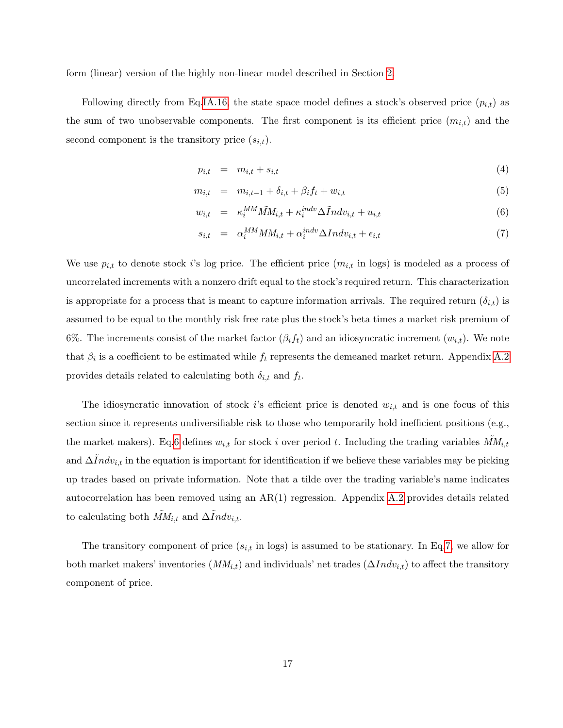form (linear) version of the highly non-linear model described in Section 2.

Following directly from Eq.IA.16, the state space model defines a stock's observed price ($p_{i,t}$) as the sum of two unobservable components. The first component is its efficient price ($m_{i,t}$) and the second component is the transitory price ($s_{i,t}$).

$$
\begin{aligned}
p_{i,t} &= m_{i,t} + s_{i,t} && (4) \\
m_{i,t} &= m_{i,t-1} + \delta_{i,t} + \beta_i f_t + w_{i,t} && (5) \\
w_{i,t} &= \kappa_i^{MM} \tilde{MM}_{i,t} + \kappa_i^{indv} \Delta \tilde{I}ndv_{i,t} + u_{i,t} && (6) \\
s_{i,t} &= \alpha_i^{MM} MM_{i,t} + \alpha_i^{indv} \Delta Indv_{i,t} + \epsilon_{i,t} && (7)
\end{aligned}
$$

We use $p_{i,t}$ to denote stock $i$'s log price. The efficient price ($m_{i,t}$ in logs) is modeled as a process of uncorrelated increments with a nonzero drift equal to the stock's required return. This characterization is appropriate for a process that is meant to capture information arrivals. The required return ($\delta_{i,t}$) is assumed to be equal to the monthly risk free rate plus the stock's beta times a market risk premium of 6%. The increments consist of the market factor ($\beta_i f_t$) and an idiosyncratic increment ($w_{i,t}$). We note that $\beta_i$ is a coefficient to be estimated while $f_t$ represents the demeaned market return. Appendix A.2 provides details related to calculating both $\delta_{i,t}$ and $f_t$.

The idiosyncratic innovation of stock $i$'s efficient price is denoted $w_{i,t}$ and is one focus of this section since it represents undiversifiable risk to those who temporarily hold inefficient positions (e.g., the market makers). Eq.6 defines $w_{i,t}$ for stock $i$ over period $t$. Including the trading variables $\tilde{MM}_{i,t}$ and $\Delta \tilde{I}ndv_{i,t}$ in the equation is important for identification if we believe these variables may be picking up trades based on private information. Note that a tilde over the trading variable's name indicates autocorrelation has been removed using an AR(1) regression. Appendix A.2 provides details related to calculating both $\tilde{MM}_{i,t}$ and $\Delta \tilde{I}ndv_{i,t}$.

The transitory component of price ($s_{i,t}$ in logs) is assumed to be stationary. In Eq.7, we allow for both market makers' inventories ($MM_{i,t}$) and individuals' net trades ($\Delta Indv_{i,t}$) to affect the transitory component of price.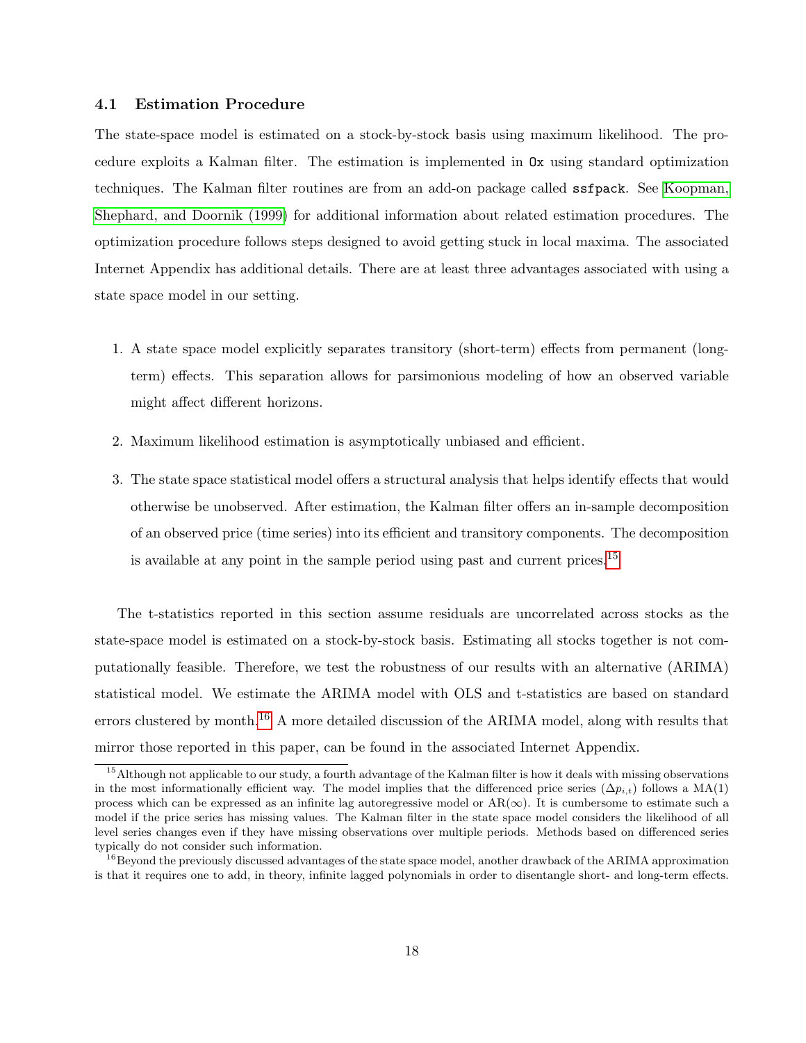### 4.1 Estimation Procedure

The state-space model is estimated on a stock-by-stock basis using maximum likelihood. The procedure exploits a Kalman filter. The estimation is implemented in `Ox` using standard optimization techniques. The Kalman filter routines are from an add-on package called `ssfpack`. See Koopman, Shephard, and Doornik (1999) for additional information about related estimation procedures. The optimization procedure follows steps designed to avoid getting stuck in local maxima. The associated Internet Appendix has additional details. There are at least three advantages associated with using a state space model in our setting.

1. A state space model explicitly separates transitory (short-term) effects from permanent (long-term) effects. This separation allows for parsimonious modeling of how an observed variable might affect different horizons.

2. Maximum likelihood estimation is asymptotically unbiased and efficient.

3. The state space statistical model offers a structural analysis that helps identify effects that would otherwise be unobserved. After estimation, the Kalman filter offers an in-sample decomposition of an observed price (time series) into its efficient and transitory components. The decomposition is available at any point in the sample period using past and current prices.[15]

The t-statistics reported in this section assume residuals are uncorrelated across stocks as the state-space model is estimated on a stock-by-stock basis. Estimating all stocks together is not computationally feasible. Therefore, we test the robustness of our results with an alternative (ARIMA) statistical model. We estimate the ARIMA model with OLS and t-statistics are based on standard errors clustered by month.[16] A more detailed discussion of the ARIMA model, along with results that mirror those reported in this paper, can be found in the associated Internet Appendix.

---

[15] Although not applicable to our study, a fourth advantage of the Kalman filter is how it deals with missing observations in the most informationally efficient way. The model implies that the differenced price series ($\Delta p_{i,t}$) follows a MA(1) process which can be expressed as an infinite lag autoregressive model or AR($\infty$). It is cumbersome to estimate such a model if the price series has missing values. The Kalman filter in the state space model considers the likelihood of all level series changes even if they have missing observations over multiple periods. Methods based on differenced series typically do not consider such information.

[16] Beyond the previously discussed advantages of the state space model, another drawback of the ARIMA approximation is that it requires one to add, in theory, infinite lagged polynomials in order to disentangle short- and long-term effects.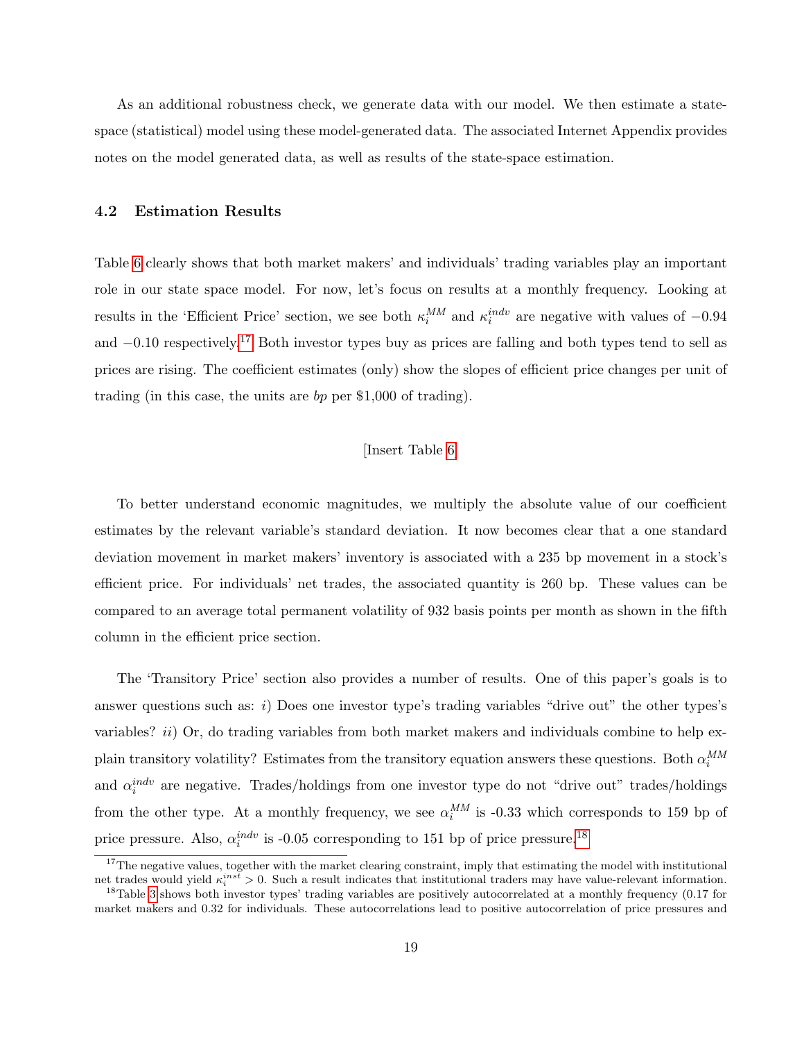As an additional robustness check, we generate data with our model. We then estimate a state-space (statistical) model using these model-generated data. The associated Internet Appendix provides notes on the model generated data, as well as results of the state-space estimation.

### 4.2 Estimation Results

Table 6 clearly shows that both market makers' and individuals' trading variables play an important role in our state space model. For now, let's focus on results at a monthly frequency. Looking at results in the 'Efficient Price' section, we see both $\kappa_i^{MM}$ and $\kappa_i^{indv}$ are negative with values of $-0.94$ and $-0.10$ respectively.[17] Both investor types buy as prices are falling and both types tend to sell as prices are rising. The coefficient estimates (only) show the slopes of efficient price changes per unit of trading (in this case, the units are *bp* per \$1,000 of trading).

[Insert Table 6]

To better understand economic magnitudes, we multiply the absolute value of our coefficient estimates by the relevant variable's standard deviation. It now becomes clear that a one standard deviation movement in market makers' inventory is associated with a 235 bp movement in a stock's efficient price. For individuals' net trades, the associated quantity is 260 bp. These values can be compared to an average total permanent volatility of 932 basis points per month as shown in the fifth column in the efficient price section.

The 'Transitory Price' section also provides a number of results. One of this paper's goals is to answer questions such as: *i*) Does one investor type's trading variables "drive out" the other types's variables? *ii*) Or, do trading variables from both market makers and individuals combine to help explain transitory volatility? Estimates from the transitory equation answers these questions. Both $\alpha_i^{MM}$ and $\alpha_i^{indv}$ are negative. Trades/holdings from one investor type do not "drive out" trades/holdings from the other type. At a monthly frequency, we see $\alpha_i^{MM}$ is -0.33 which corresponds to 159 bp of price pressure. Also, $\alpha_i^{indv}$ is -0.05 corresponding to 151 bp of price pressure.[18]

[17] The negative values, together with the market clearing constraint, imply that estimating the model with institutional net trades would yield $\kappa_i^{inst} > 0$. Such a result indicates that institutional traders may have value-relevant information.

[18] Table 3 shows both investor types' trading variables are positively autocorrelated at a monthly frequency (0.17 for market makers and 0.32 for individuals. These autocorrelations lead to positive autocorrelation of price pressures and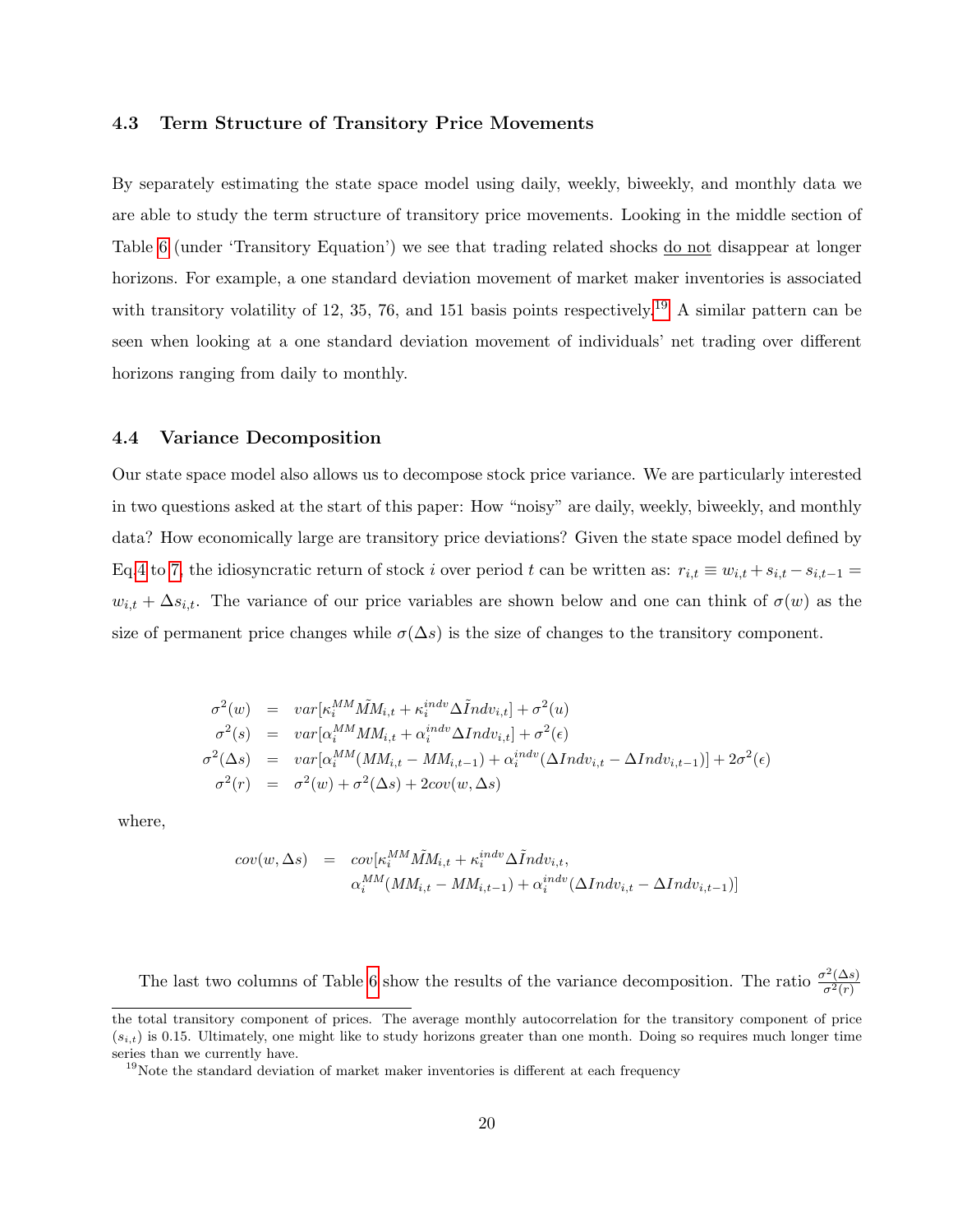### 4.3 Term Structure of Transitory Price Movements

By separately estimating the state space model using daily, weekly, biweekly, and monthly data we are able to study the term structure of transitory price movements. Looking in the middle section of Table 6 (under 'Transitory Equation') we see that trading related shocks do not disappear at longer horizons. For example, a one standard deviation movement of market maker inventories is associated with transitory volatility of 12, 35, 76, and 151 basis points respectively.[19] A similar pattern can be seen when looking at a one standard deviation movement of individuals' net trading over different horizons ranging from daily to monthly.

### 4.4 Variance Decomposition

Our state space model also allows us to decompose stock price variance. We are particularly interested in two questions asked at the start of this paper: How "noisy" are daily, weekly, biweekly, and monthly data? How economically large are transitory price deviations? Given the state space model defined by Eq.4 to 7, the idiosyncratic return of stock $i$ over period $t$ can be written as: $r_{i,t} \equiv w_{i,t} + s_{i,t} - s_{i,t-1} = w_{i,t} + \Delta s_{i,t}$. The variance of our price variables are shown below and one can think of $\sigma(w)$ as the size of permanent price changes while $\sigma(\Delta s)$ is the size of changes to the transitory component.

$$
\begin{aligned}
\sigma^2(w) &= var[\kappa_i^{MM}\tilde{M}M_{i,t} + \kappa_i^{indv}\Delta\tilde{I}ndv_{i,t}] + \sigma^2(u) \\
\sigma^2(s) &= var[\alpha_i^{MM}MM_{i,t} + \alpha_i^{indv}\Delta Indv_{i,t}] + \sigma^2(\epsilon) \\
\sigma^2(\Delta s) &= var[\alpha_i^{MM}(MM_{i,t} - MM_{i,t-1}) + \alpha_i^{indv}(\Delta Indv_{i,t} - \Delta Indv_{i,t-1})] + 2\sigma^2(\epsilon) \\
\sigma^2(r) &= \sigma^2(w) + \sigma^2(\Delta s) + 2cov(w, \Delta s)
\end{aligned}
$$

where,

$$
\begin{aligned}
cov(w, \Delta s) &= cov[\kappa_i^{MM}\tilde{M}M_{i,t} + \kappa_i^{indv}\Delta\tilde{I}ndv_{i,t}, \\
&\quad \alpha_i^{MM}(MM_{i,t} - MM_{i,t-1}) + \alpha_i^{indv}(\Delta Indv_{i,t} - \Delta Indv_{i,t-1})]
\end{aligned}
$$

The last two columns of Table 6 show the results of the variance decomposition. The ratio $\frac{\sigma^2(\Delta s)}{\sigma^2(r)}$

---

the total transitory component of prices. The average monthly autocorrelation for the transitory component of price ($s_{i,t}$) is 0.15. Ultimately, one might like to study horizons greater than one month. Doing so requires much longer time series than we currently have.

[19] Note the standard deviation of market maker inventories is different at each frequency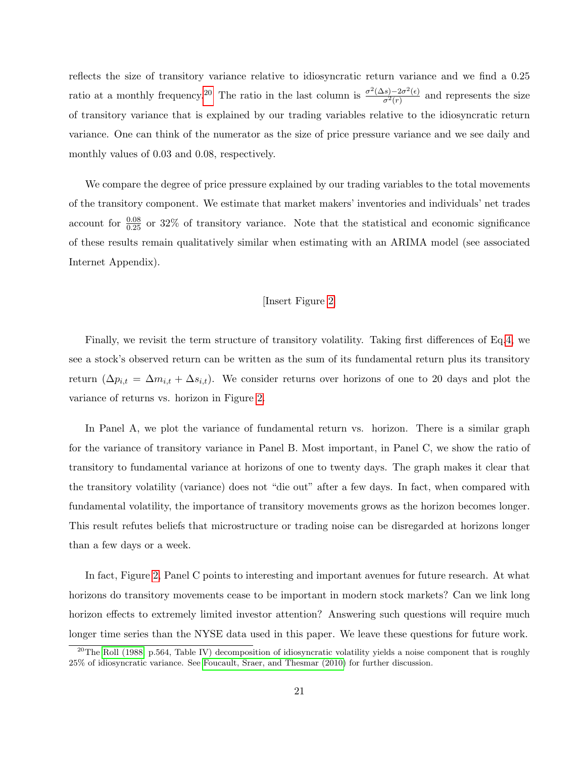reflects the size of transitory variance relative to idiosyncratic return variance and we find a 0.25 ratio at a monthly frequency.[20] The ratio in the last column is $\frac{\sigma^2(\Delta s)-2\sigma^2(\epsilon)}{\sigma^2(r)}$ and represents the size of transitory variance that is explained by our trading variables relative to the idiosyncratic return variance. One can think of the numerator as the size of price pressure variance and we see daily and monthly values of 0.03 and 0.08, respectively.

We compare the degree of price pressure explained by our trading variables to the total movements of the transitory component. We estimate that market makers' inventories and individuals' net trades account for $\frac{0.08}{0.25}$ or 32% of transitory variance. Note that the statistical and economic significance of these results remain qualitatively similar when estimating with an ARIMA model (see associated Internet Appendix).

[Insert Figure 2]

Finally, we revisit the term structure of transitory volatility. Taking first differences of Eq.4, we see a stock's observed return can be written as the sum of its fundamental return plus its transitory return ($\Delta p_{i,t} = \Delta m_{i,t} + \Delta s_{i,t}$). We consider returns over horizons of one to 20 days and plot the variance of returns vs. horizon in Figure 2.

In Panel A, we plot the variance of fundamental return vs. horizon. There is a similar graph for the variance of transitory variance in Panel B. Most important, in Panel C, we show the ratio of transitory to fundamental variance at horizons of one to twenty days. The graph makes it clear that the transitory volatility (variance) does not "die out" after a few days. In fact, when compared with fundamental volatility, the importance of transitory movements grows as the horizon becomes longer. This result refutes beliefs that microstructure or trading noise can be disregarded at horizons longer than a few days or a week.

In fact, Figure 2, Panel C points to interesting and important avenues for future research. At what horizons do transitory movements cease to be important in modern stock markets? Can we link long horizon effects to extremely limited investor attention? Answering such questions will require much longer time series than the NYSE data used in this paper. We leave these questions for future work.

[20] The Roll (1988, p.564, Table IV) decomposition of idiosyncratic volatility yields a noise component that is roughly 25% of idiosyncratic variance. See Foucault, Sraer, and Thesmar (2010) for further discussion.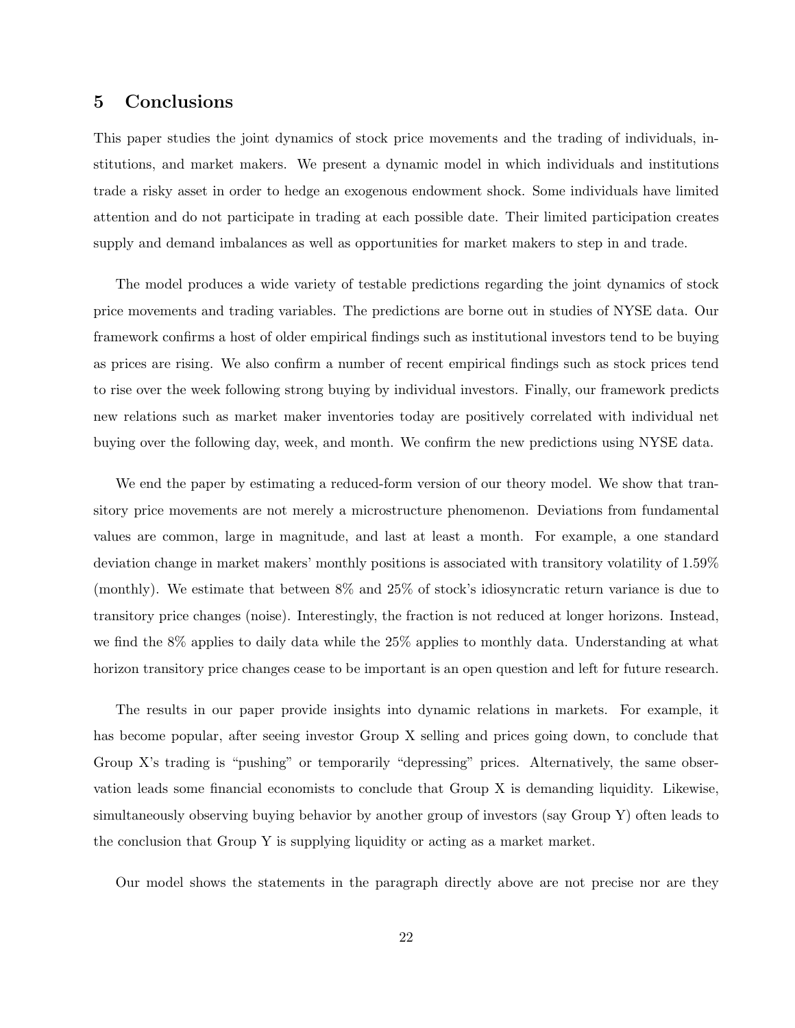## 5 Conclusions

This paper studies the joint dynamics of stock price movements and the trading of individuals, institutions, and market makers. We present a dynamic model in which individuals and institutions trade a risky asset in order to hedge an exogenous endowment shock. Some individuals have limited attention and do not participate in trading at each possible date. Their limited participation creates supply and demand imbalances as well as opportunities for market makers to step in and trade.

The model produces a wide variety of testable predictions regarding the joint dynamics of stock price movements and trading variables. The predictions are borne out in studies of NYSE data. Our framework confirms a host of older empirical findings such as institutional investors tend to be buying as prices are rising. We also confirm a number of recent empirical findings such as stock prices tend to rise over the week following strong buying by individual investors. Finally, our framework predicts new relations such as market maker inventories today are positively correlated with individual net buying over the following day, week, and month. We confirm the new predictions using NYSE data.

We end the paper by estimating a reduced-form version of our theory model. We show that transitory price movements are not merely a microstructure phenomenon. Deviations from fundamental values are common, large in magnitude, and last at least a month. For example, a one standard deviation change in market makers' monthly positions is associated with transitory volatility of 1.59% (monthly). We estimate that between 8% and 25% of stock's idiosyncratic return variance is due to transitory price changes (noise). Interestingly, the fraction is not reduced at longer horizons. Instead, we find the 8% applies to daily data while the 25% applies to monthly data. Understanding at what horizon transitory price changes cease to be important is an open question and left for future research.

The results in our paper provide insights into dynamic relations in markets. For example, it has become popular, after seeing investor Group X selling and prices going down, to conclude that Group X's trading is "pushing" or temporarily "depressing" prices. Alternatively, the same observation leads some financial economists to conclude that Group X is demanding liquidity. Likewise, simultaneously observing buying behavior by another group of investors (say Group Y) often leads to the conclusion that Group Y is supplying liquidity or acting as a market market.

Our model shows the statements in the paragraph directly above are not precise nor are they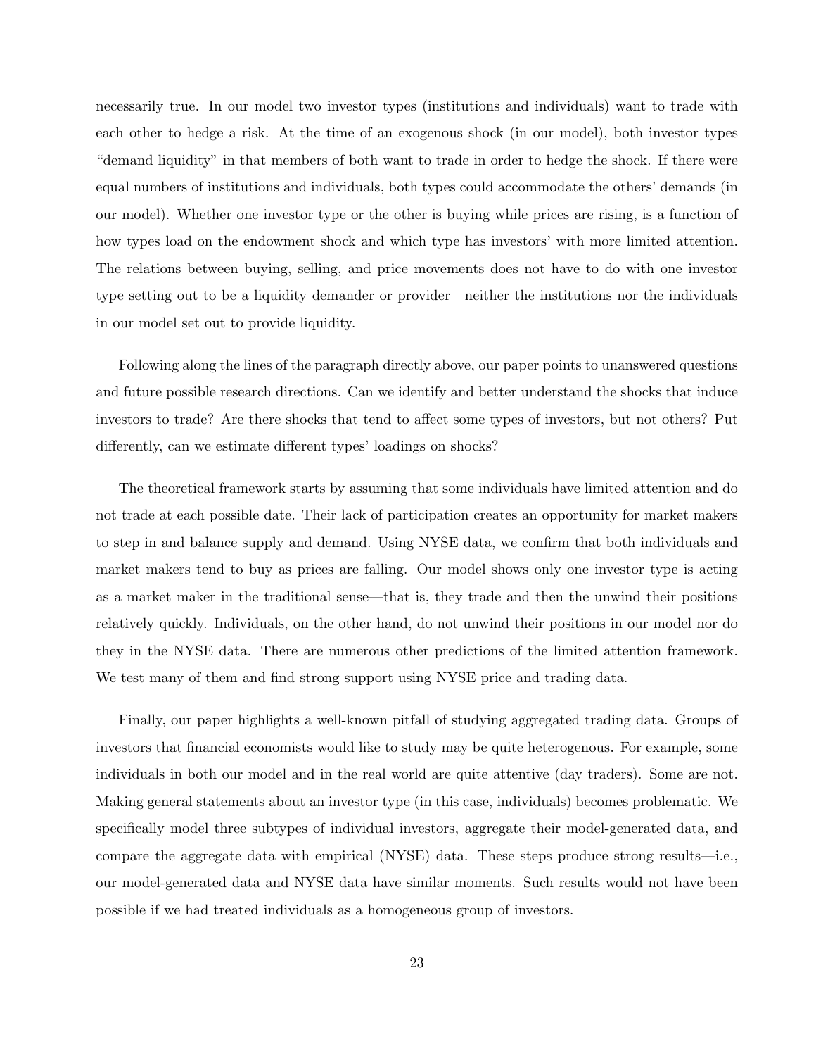necessarily true. In our model two investor types (institutions and individuals) want to trade with each other to hedge a risk. At the time of an exogenous shock (in our model), both investor types "demand liquidity" in that members of both want to trade in order to hedge the shock. If there were equal numbers of institutions and individuals, both types could accommodate the others' demands (in our model). Whether one investor type or the other is buying while prices are rising, is a function of how types load on the endowment shock and which type has investors' with more limited attention. The relations between buying, selling, and price movements does not have to do with one investor type setting out to be a liquidity demander or provider—neither the institutions nor the individuals in our model set out to provide liquidity.

Following along the lines of the paragraph directly above, our paper points to unanswered questions and future possible research directions. Can we identify and better understand the shocks that induce investors to trade? Are there shocks that tend to affect some types of investors, but not others? Put differently, can we estimate different types' loadings on shocks?

The theoretical framework starts by assuming that some individuals have limited attention and do not trade at each possible date. Their lack of participation creates an opportunity for market makers to step in and balance supply and demand. Using NYSE data, we confirm that both individuals and market makers tend to buy as prices are falling. Our model shows only one investor type is acting as a market maker in the traditional sense—that is, they trade and then the unwind their positions relatively quickly. Individuals, on the other hand, do not unwind their positions in our model nor do they in the NYSE data. There are numerous other predictions of the limited attention framework. We test many of them and find strong support using NYSE price and trading data.

Finally, our paper highlights a well-known pitfall of studying aggregated trading data. Groups of investors that financial economists would like to study may be quite heterogenous. For example, some individuals in both our model and in the real world are quite attentive (day traders). Some are not. Making general statements about an investor type (in this case, individuals) becomes problematic. We specifically model three subtypes of individual investors, aggregate their model-generated data, and compare the aggregate data with empirical (NYSE) data. These steps produce strong results—i.e., our model-generated data and NYSE data have similar moments. Such results would not have been possible if we had treated individuals as a homogeneous group of investors.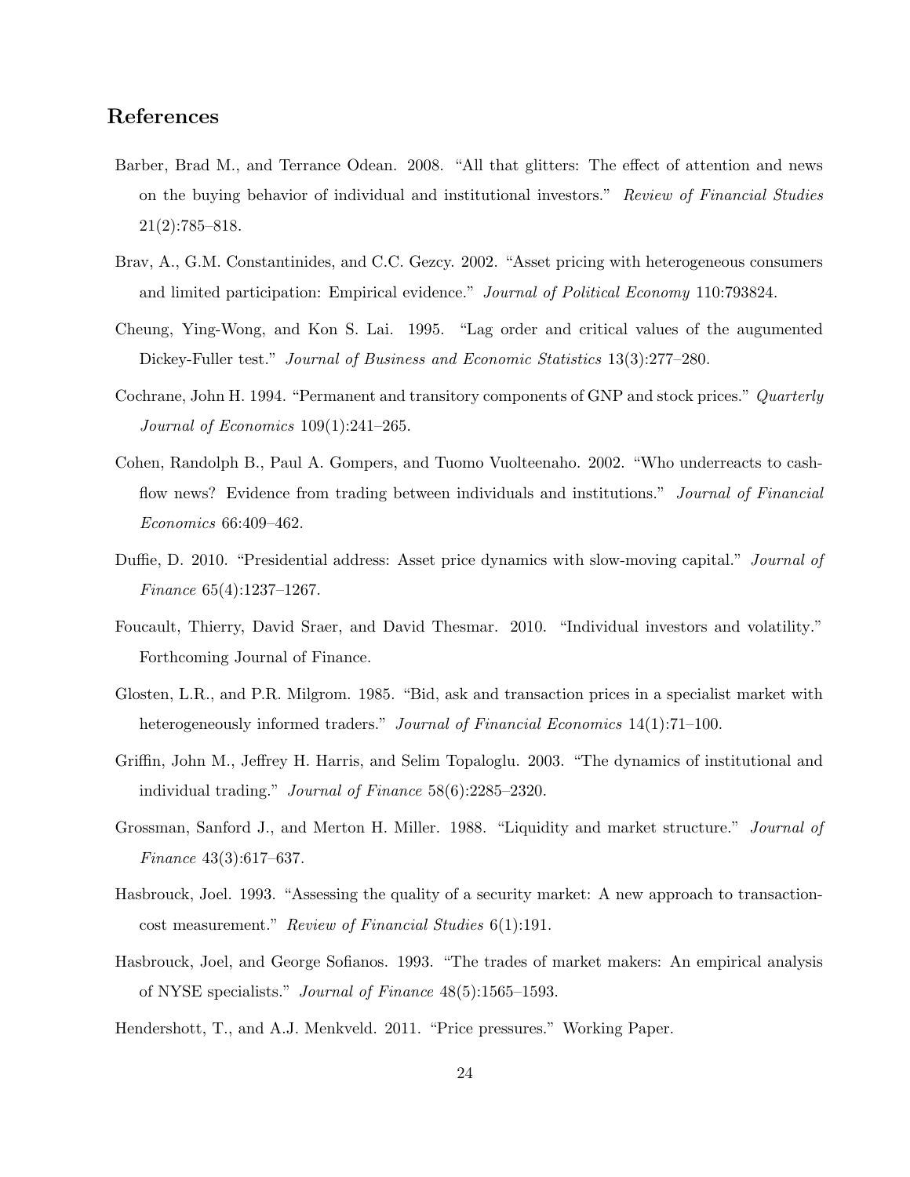## References

Barber, Brad M., and Terrance Odean. 2008. "All that glitters: The effect of attention and news on the buying behavior of individual and institutional investors." *Review of Financial Studies* 21(2):785–818.

Brav, A., G.M. Constantinides, and C.C. Gezcy. 2002. "Asset pricing with heterogeneous consumers and limited participation: Empirical evidence." *Journal of Political Economy* 110:793824.

Cheung, Ying-Wong, and Kon S. Lai. 1995. "Lag order and critical values of the augumented Dickey-Fuller test." *Journal of Business and Economic Statistics* 13(3):277–280.

Cochrane, John H. 1994. "Permanent and transitory components of GNP and stock prices." *Quarterly Journal of Economics* 109(1):241–265.

Cohen, Randolph B., Paul A. Gompers, and Tuomo Vuolteenaho. 2002. "Who underreacts to cash-flow news? Evidence from trading between individuals and institutions." *Journal of Financial Economics* 66:409–462.

Duffie, D. 2010. "Presidential address: Asset price dynamics with slow-moving capital." *Journal of Finance* 65(4):1237–1267.

Foucault, Thierry, David Sraer, and David Thesmar. 2010. "Individual investors and volatility." Forthcoming Journal of Finance.

Glosten, L.R., and P.R. Milgrom. 1985. "Bid, ask and transaction prices in a specialist market with heterogeneously informed traders." *Journal of Financial Economics* 14(1):71–100.

Griffin, John M., Jeffrey H. Harris, and Selim Topaloglu. 2003. "The dynamics of institutional and individual trading." *Journal of Finance* 58(6):2285–2320.

Grossman, Sanford J., and Merton H. Miller. 1988. "Liquidity and market structure." *Journal of Finance* 43(3):617–637.

Hasbrouck, Joel. 1993. "Assessing the quality of a security market: A new approach to transaction-cost measurement." *Review of Financial Studies* 6(1):191.

Hasbrouck, Joel, and George Sofianos. 1993. "The trades of market makers: An empirical analysis of NYSE specialists." *Journal of Finance* 48(5):1565–1593.

Hendershott, T., and A.J. Menkveld. 2011. "Price pressures." Working Paper.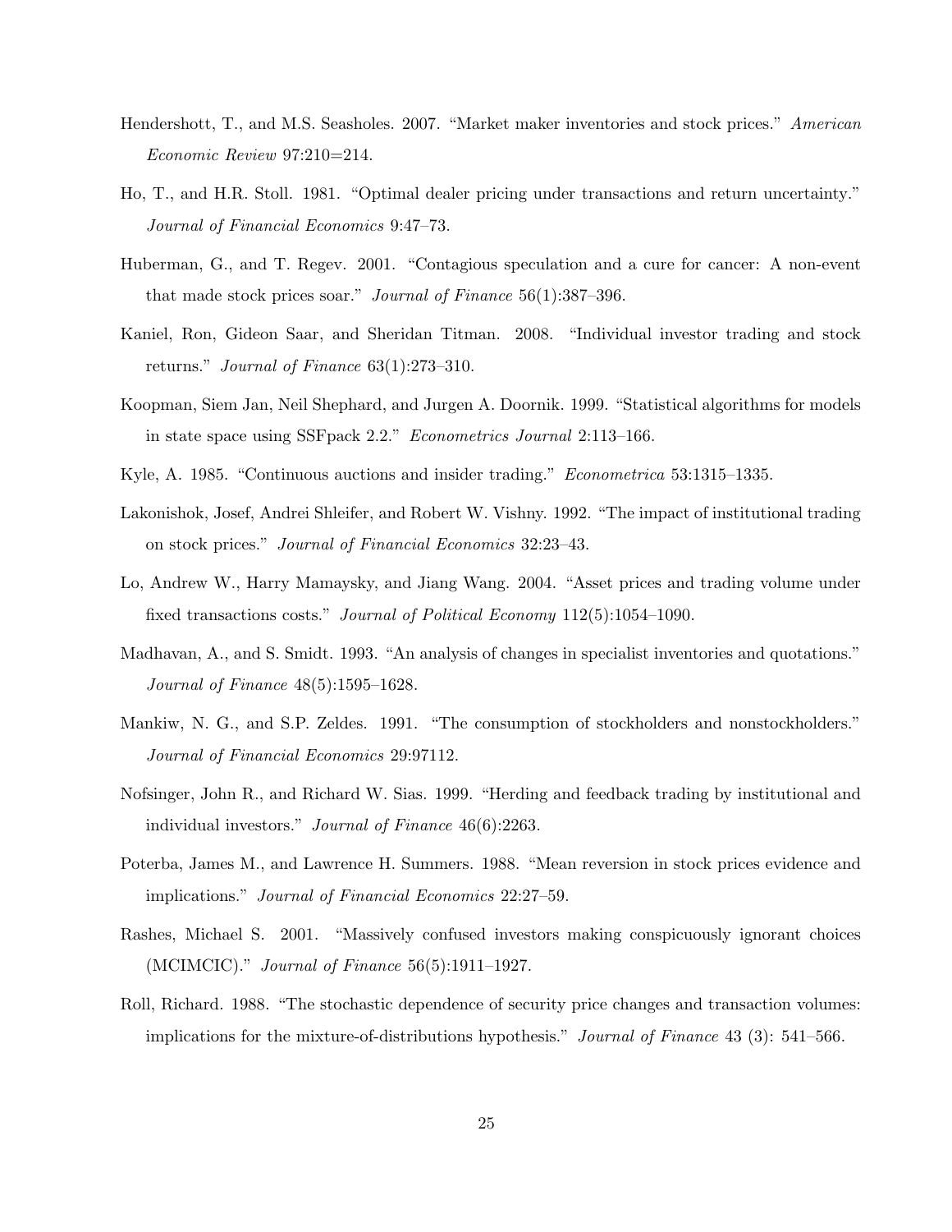Hendershott, T., and M.S. Seasholes. 2007. "Market maker inventories and stock prices." *American Economic Review* 97:210=214.

Ho, T., and H.R. Stoll. 1981. "Optimal dealer pricing under transactions and return uncertainty." *Journal of Financial Economics* 9:47–73.

Huberman, G., and T. Regev. 2001. "Contagious speculation and a cure for cancer: A non-event that made stock prices soar." *Journal of Finance* 56(1):387–396.

Kaniel, Ron, Gideon Saar, and Sheridan Titman. 2008. "Individual investor trading and stock returns." *Journal of Finance* 63(1):273–310.

Koopman, Siem Jan, Neil Shephard, and Jurgen A. Doornik. 1999. "Statistical algorithms for models in state space using SSFpack 2.2." *Econometrics Journal* 2:113–166.

Kyle, A. 1985. "Continuous auctions and insider trading." *Econometrica* 53:1315–1335.

Lakonishok, Josef, Andrei Shleifer, and Robert W. Vishny. 1992. "The impact of institutional trading on stock prices." *Journal of Financial Economics* 32:23–43.

Lo, Andrew W., Harry Mamaysky, and Jiang Wang. 2004. "Asset prices and trading volume under fixed transactions costs." *Journal of Political Economy* 112(5):1054–1090.

Madhavan, A., and S. Smidt. 1993. "An analysis of changes in specialist inventories and quotations." *Journal of Finance* 48(5):1595–1628.

Mankiw, N. G., and S.P. Zeldes. 1991. "The consumption of stockholders and nonstockholders." *Journal of Financial Economics* 29:97112.

Nofsinger, John R., and Richard W. Sias. 1999. "Herding and feedback trading by institutional and individual investors." *Journal of Finance* 46(6):2263.

Poterba, James M., and Lawrence H. Summers. 1988. "Mean reversion in stock prices evidence and implications." *Journal of Financial Economics* 22:27–59.

Rashes, Michael S. 2001. "Massively confused investors making conspicuously ignorant choices (MCIMCIC)." *Journal of Finance* 56(5):1911–1927.

Roll, Richard. 1988. "The stochastic dependence of security price changes and transaction volumes: implications for the mixture-of-distributions hypothesis." *Journal of Finance* 43 (3): 541–566.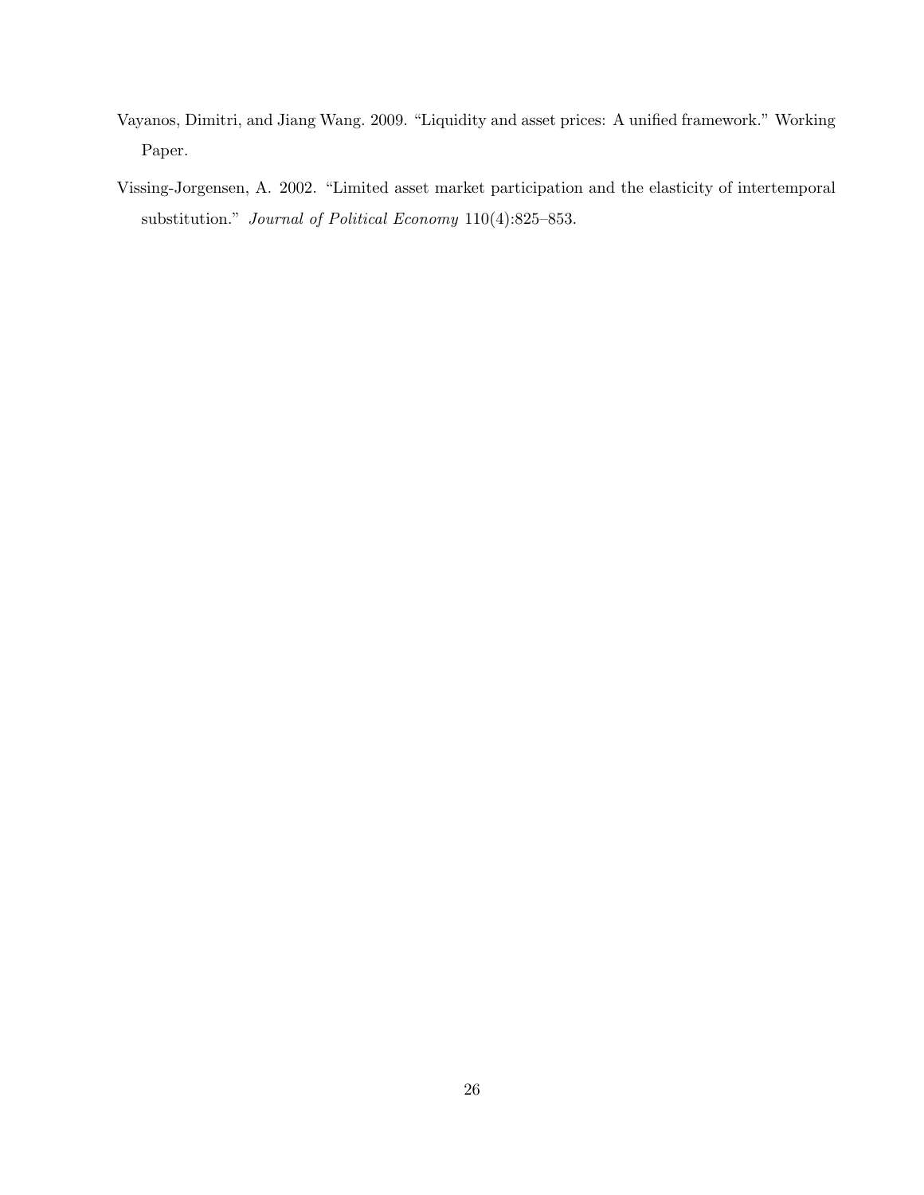Vayanos, Dimitri, and Jiang Wang. 2009. "Liquidity and asset prices: A unified framework." Working Paper.

Vissing-Jorgensen, A. 2002. "Limited asset market participation and the elasticity of intertemporal substitution." *Journal of Political Economy* 110(4):825–853.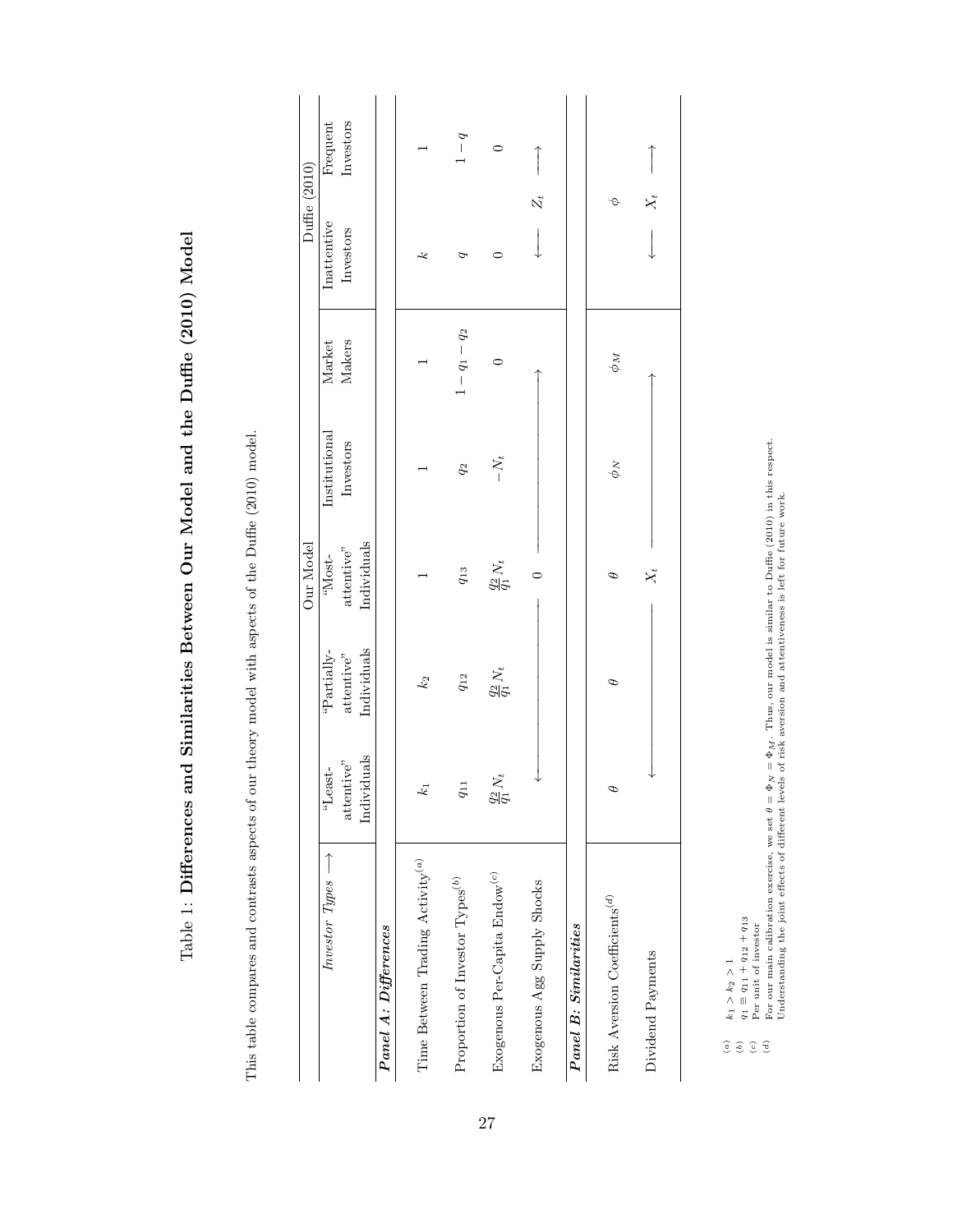# Table 1: **Differences and Similarities Between Our Model and the Duffie (2010) Model**

This table compares and contrasts aspects of our theory model with aspects of the Duffie (2010) model.

| | Our Model | | | | | Duffie (2010) | |
|---|---|---|---|---|---|---|---|
| *Investor Types* $\longrightarrow$ | "Least-attentive" Individuals | "Partially-attentive" Individuals | "Most-attentive" Individuals | Institutional Investors | Market Makers | Inattentive Investors | Frequent Investors |
| ***Panel A: Differences*** | | | | | | | |
| Time Between Trading Activity[(a)] | $k_1$ | $k_2$ | 1 | 1 | 1 | $k$ | 1 |
| Proportion of Investor Types[(b)] | $q_{11}$ | $q_{12}$ | $q_{13}$ | $q_2$ | $1-q_1-q_2$ | $q$ | $1-q$ |
| Exogenous Per-Capita Endow[(c)] | $\frac{q_2}{q_1}N_t$ | $\frac{q_2}{q_1}N_t$ | $\frac{q_2}{q_1}N_t$ | $-N_t$ | 0 | 0 | 0 |
| Exogenous Agg Supply Shocks | $\longleftarrow$ | | 0 | | $\longrightarrow$ | $\longleftarrow$ $Z_t$ | $\longrightarrow$ |
| ***Panel B: Similarities*** | | | | | | | |
| Risk Aversion Coefficients[(d)] | $\theta$ | $\theta$ | $\theta$ | $\phi_N$ | $\phi_M$ | $\phi$ | |
| Dividend Payments | $\longleftarrow$ | | $X_t$ | | $\longrightarrow$ | $\longleftarrow$ $X_t$ | $\longrightarrow$ |

[(a)] $k_1 > k_2 > 1$
[(b)] $q_1 \equiv q_{11} + q_{12} + q_{13}$
[(c)] Per unit of investor
[(d)] For our main calibration exercise, we set $\theta = \Phi_N = \Phi_M$. Thus, our model is similar to Duffie (2010) in this respect. Understanding the joint effects of different levels of risk aversion and attentiveness is left for future work.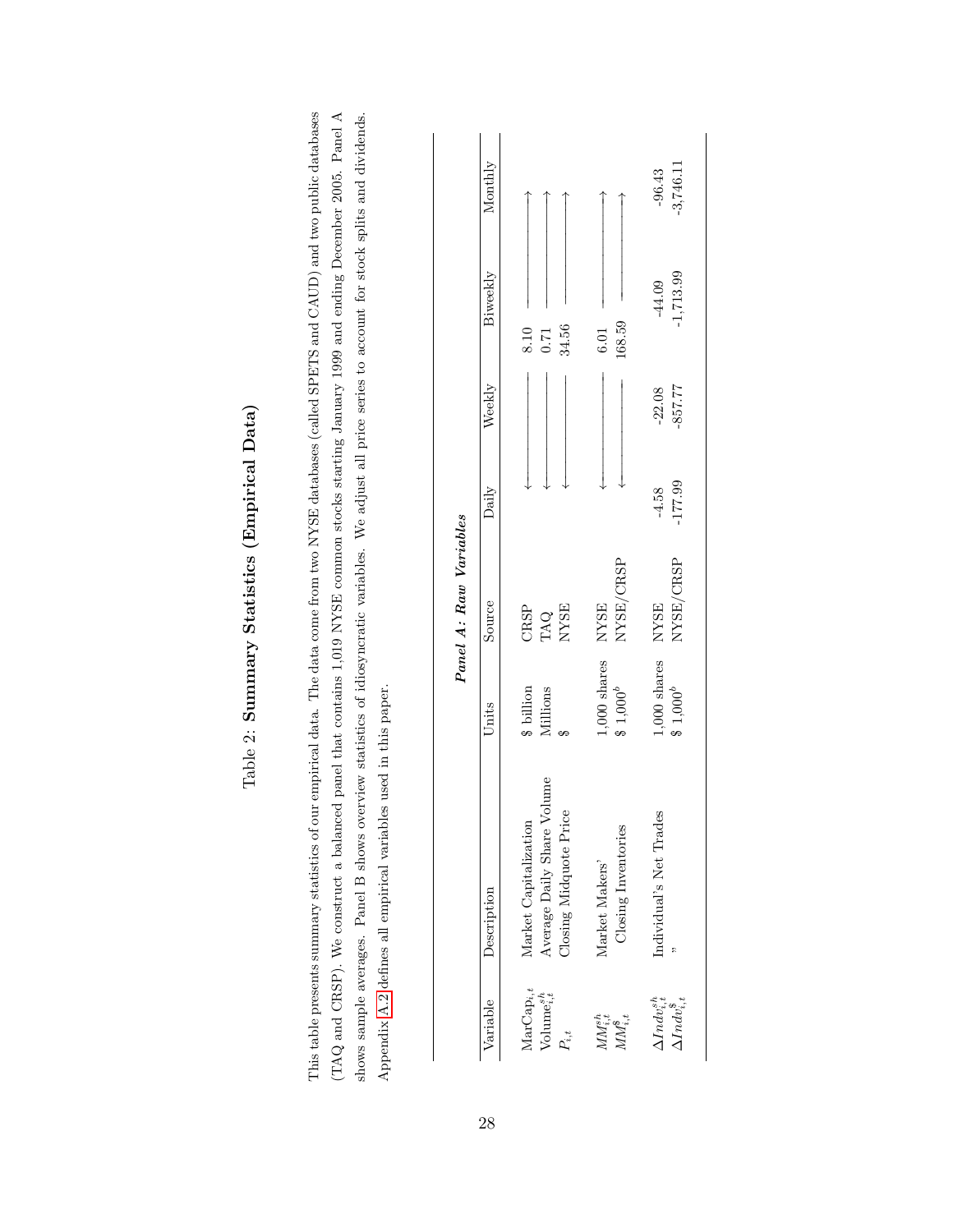# Table 2: **Summary Statistics (Empirical Data)**

This table presents summary statistics of our empirical data. The data come from two NYSE databases (called SPETS and CAUD) and two public databases (TAQ and CRSP). We construct a balanced panel that contains 1,019 NYSE common stocks starting January 1999 and ending December 2005. Panel A shows sample averages. Panel B shows overview statistics of idiosyncratic variables. We adjust all price series to account for stock splits and dividends. Appendix A.2 defines all empirical variables used in this paper.

***Panel A: Raw Variables***

| Variable | Description | Units | Source | Daily | Weekly | Biweekly | Monthly |
|---|---|---|---|---|---|---|---|
| $\text{MarCap}_{i,t}$ | Market Capitalization | \$ billion | CRSP | ← | ← | 8.10 | → |
| $\text{Volume}^{sh}_{i,t}$ | Average Daily Share Volume | Millions | TAQ | ← | ← | 0.71 | → |
| $P_{i,t}$ | Closing Midquote Price | \$ | NYSE | ← | ← | 34.56 | → |
| $MM^{sh}_{i,t}$ | Market Makers' | 1,000 shares | NYSE | ← | ← | 6.01 | → |
| $MM^{\$}_{i,t}$ | Closing Inventories | \$ 1,000[b] | NYSE/CRSP | ← | ← | 168.59 | → |
| $\Delta Indv^{sh}_{i,t}$ | Individual's Net Trades | 1,000 shares | NYSE | -4.58 | -22.08 | -44.09 | -96.43 |
| $\Delta Indv^{\$}_{i,t}$ | " | \$ 1,000[b] | NYSE/CRSP | -177.99 | -857.77 | -1,713.99 | -3,746.11 |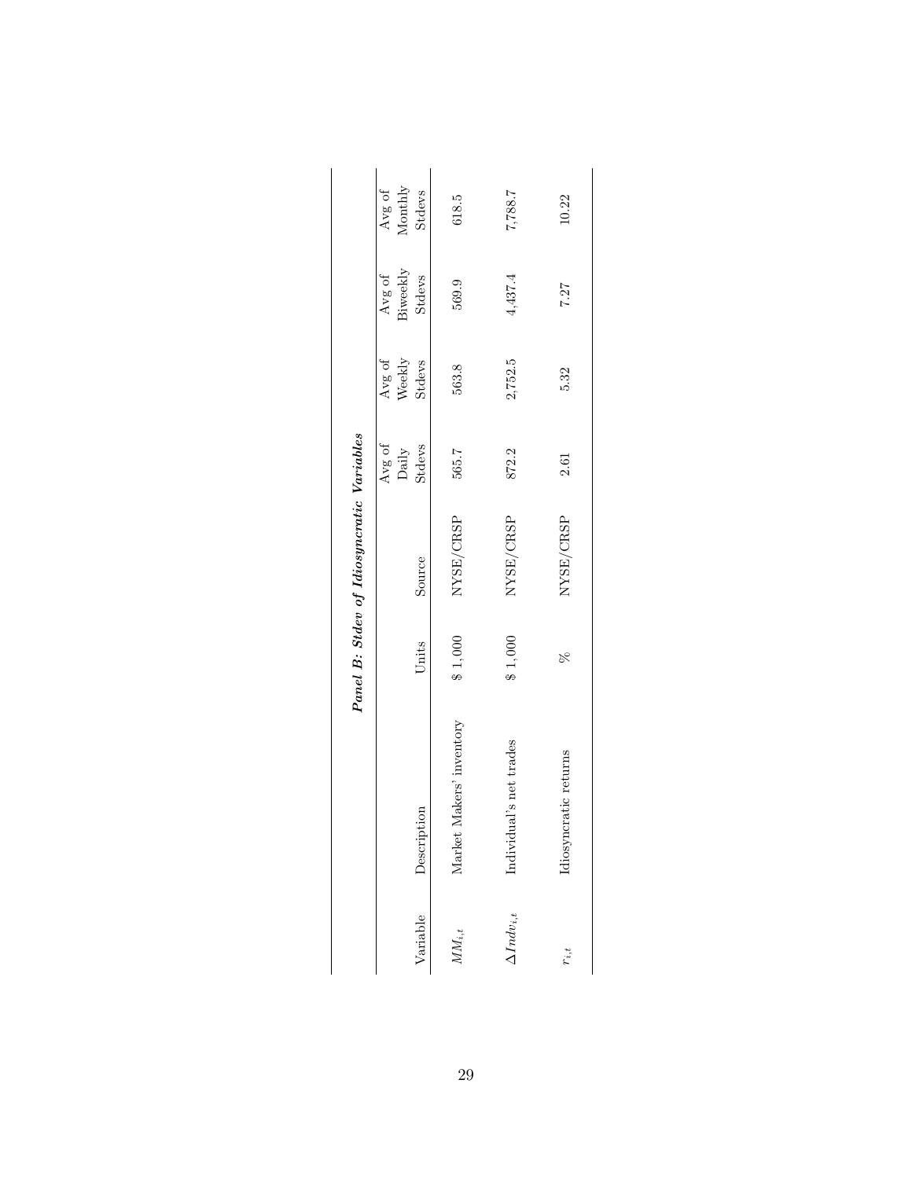***Panel B: Stdev of Idiosyncratic Variables***

| Variable | Description | Units | Source | Avg of Daily Stdevs | Avg of Weekly Stdevs | Avg of Biweekly Stdevs | Avg of Monthly Stdevs |
|---|---|---|---|---|---|---|---|
| $MM_{i,t}$ | Market Makers' inventory | \$ 1,000 | NYSE/CRSP | 565.7 | 563.8 | 569.9 | 618.5 |
| $\Delta Indv_{i,t}$ | Individual's net trades | \$ 1,000 | NYSE/CRSP | 872.2 | 2,752.5 | 4,437.4 | 7,788.7 |
| $r_{i,t}$ | Idiosyncratic returns | % | NYSE/CRSP | 2.61 | 5.32 | 7.27 | 10.22 |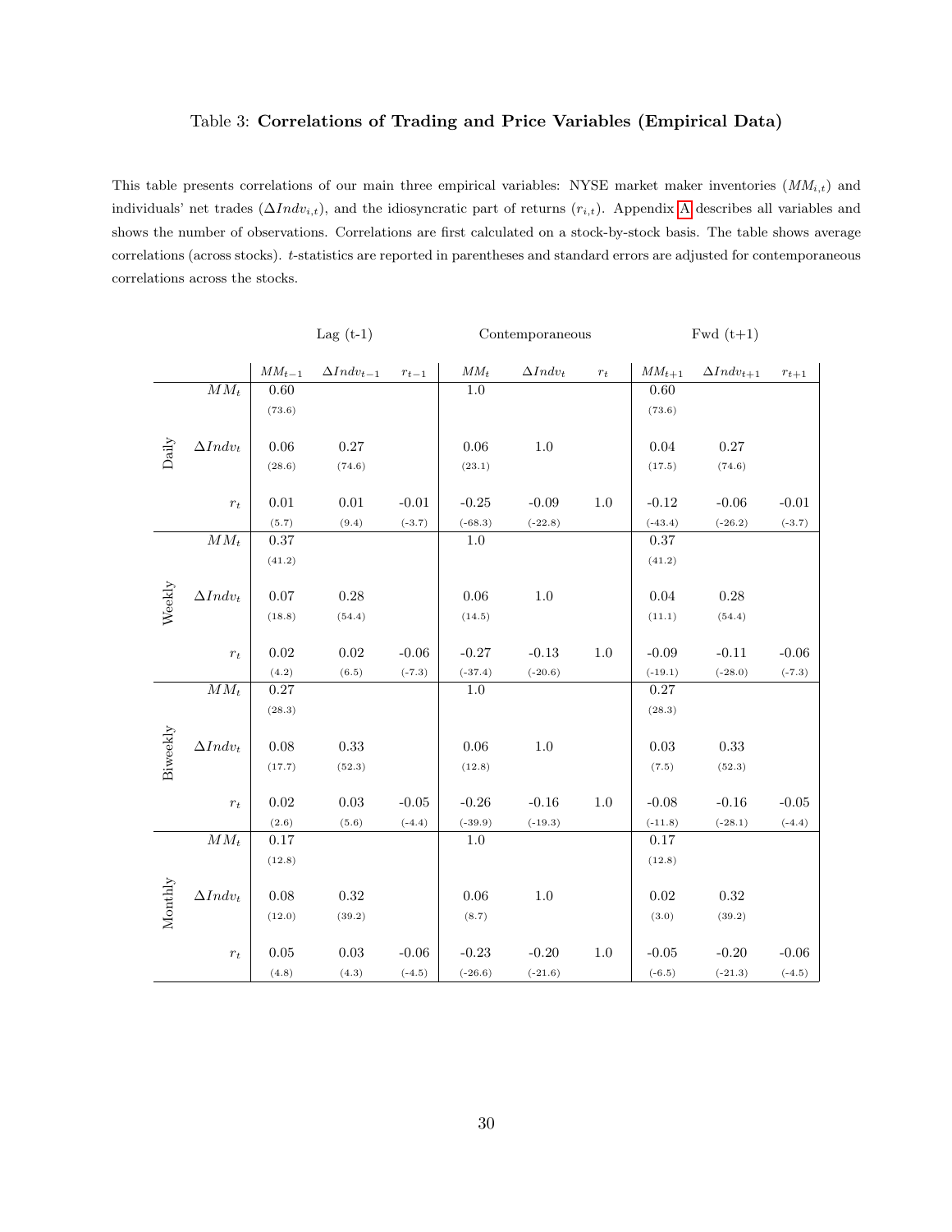Table 3: **Correlations of Trading and Price Variables (Empirical Data)**

This table presents correlations of our main three empirical variables: NYSE market maker inventories ($MM_{i,t}$) and individuals' net trades ($\Delta Indv_{i,t}$), and the idiosyncratic part of returns ($r_{i,t}$). Appendix A describes all variables and shows the number of observations. Correlations are first calculated on a stock-by-stock basis. The table shows average correlations (across stocks). $t$-statistics are reported in parentheses and standard errors are adjusted for contemporaneous correlations across the stocks.

| | | Lag (t-1) | | | Contemporaneous | | | Fwd (t+1) | | |
|---|---|---|---|---|---|---|---|---|---|---|
| | | $MM_{t-1}$ | $\Delta Indv_{t-1}$ | $r_{t-1}$ | $MM_t$ | $\Delta Indv_t$ | $r_t$ | $MM_{t+1}$ | $\Delta Indv_{t+1}$ | $r_{t+1}$ |
| Daily | $MM_t$ | 0.60 | | | 1.0 | | | 0.60 | | |
| | | (73.6) | | | | | | (73.6) | | |
| | $\Delta Indv_t$ | 0.06 | 0.27 | | 0.06 | 1.0 | | 0.04 | 0.27 | |
| | | (28.6) | (74.6) | | (23.1) | | | (17.5) | (74.6) | |
| | $r_t$ | 0.01 | 0.01 | -0.01 | -0.25 | -0.09 | 1.0 | -0.12 | -0.06 | -0.01 |
| | | (5.7) | (9.4) | (-3.7) | (-68.3) | (-22.8) | | (-43.4) | (-26.2) | (-3.7) |
| Weekly | $MM_t$ | 0.37 | | | 1.0 | | | 0.37 | | |
| | | (41.2) | | | | | | (41.2) | | |
| | $\Delta Indv_t$ | 0.07 | 0.28 | | 0.06 | 1.0 | | 0.04 | 0.28 | |
| | | (18.8) | (54.4) | | (14.5) | | | (11.1) | (54.4) | |
| | $r_t$ | 0.02 | 0.02 | -0.06 | -0.27 | -0.13 | 1.0 | -0.09 | -0.11 | -0.06 |
| | | (4.2) | (6.5) | (-7.3) | (-37.4) | (-20.6) | | (-19.1) | (-28.0) | (-7.3) |
| Biweekly | $MM_t$ | 0.27 | | | 1.0 | | | 0.27 | | |
| | | (28.3) | | | | | | (28.3) | | |
| | $\Delta Indv_t$ | 0.08 | 0.33 | | 0.06 | 1.0 | | 0.03 | 0.33 | |
| | | (17.7) | (52.3) | | (12.8) | | | (7.5) | (52.3) | |
| | $r_t$ | 0.02 | 0.03 | -0.05 | -0.26 | -0.16 | 1.0 | -0.08 | -0.16 | -0.05 |
| | | (2.6) | (5.6) | (-4.4) | (-39.9) | (-19.3) | | (-11.8) | (-28.1) | (-4.4) |
| Monthly | $MM_t$ | 0.17 | | | 1.0 | | | 0.17 | | |
| | | (12.8) | | | | | | (12.8) | | |
| | $\Delta Indv_t$ | 0.08 | 0.32 | | 0.06 | 1.0 | | 0.02 | 0.32 | |
| | | (12.0) | (39.2) | | (8.7) | | | (3.0) | (39.2) | |
| | $r_t$ | 0.05 | 0.03 | -0.06 | -0.23 | -0.20 | 1.0 | -0.05 | -0.20 | -0.06 |
| | | (4.8) | (4.3) | (-4.5) | (-26.6) | (-21.6) | | (-6.5) | (-21.3) | (-4.5) |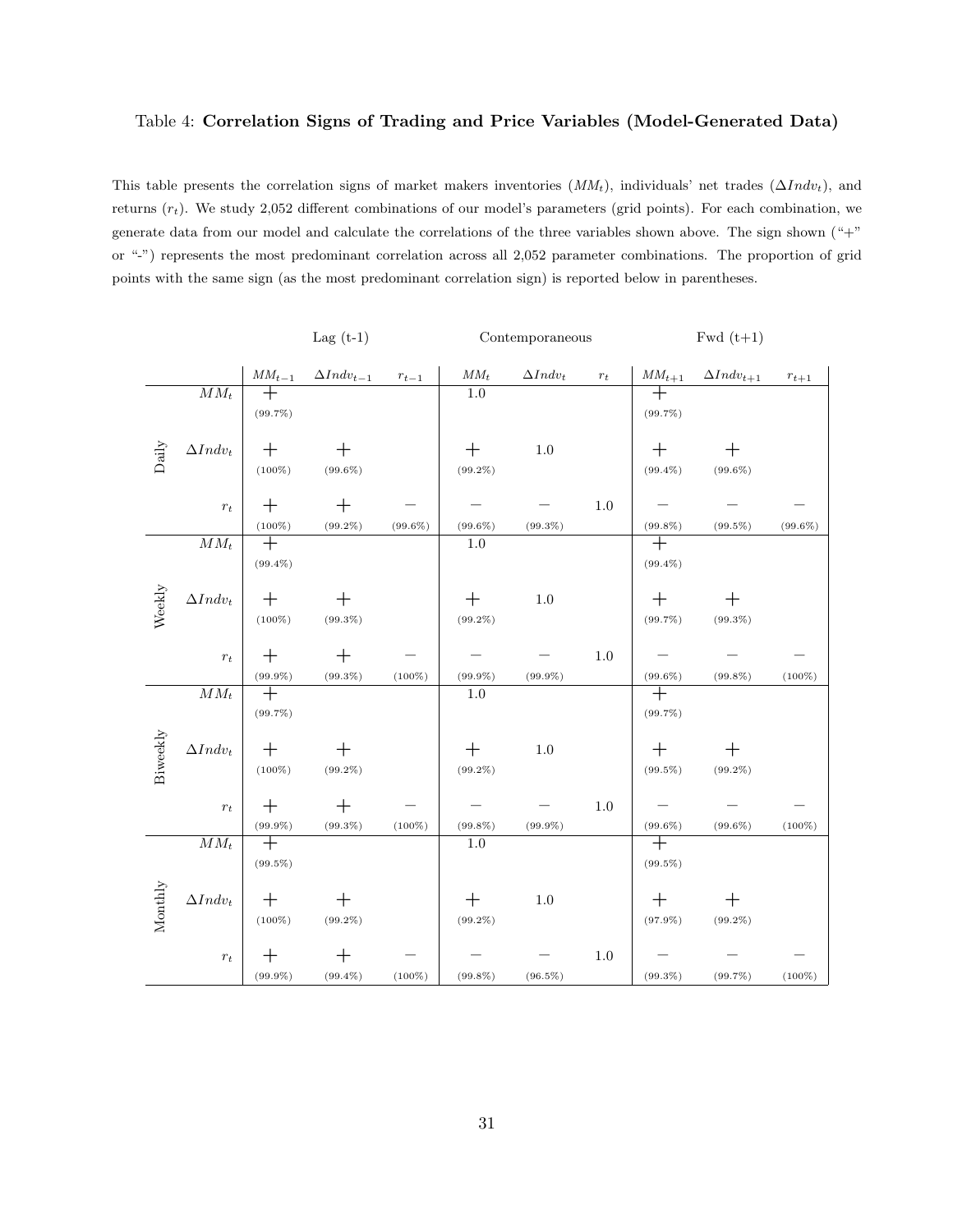Table 4: **Correlation Signs of Trading and Price Variables (Model-Generated Data)**

This table presents the correlation signs of market makers inventories ($MM_t$), individuals' net trades ($\Delta Indv_t$), and returns ($r_t$). We study 2,052 different combinations of our model's parameters (grid points). For each combination, we generate data from our model and calculate the correlations of the three variables shown above. The sign shown ("+" or "-") represents the most predominant correlation across all 2,052 parameter combinations. The proportion of grid points with the same sign (as the most predominant correlation sign) is reported below in parentheses.

| | | Lag (t-1) | | | Contemporaneous | | | Fwd (t+1) | | |
|---|---|---|---|---|---|---|---|---|---|---|
| | | $MM_{t-1}$ | $\Delta Indv_{t-1}$ | $r_{t-1}$ | $MM_t$ | $\Delta Indv_t$ | $r_t$ | $MM_{t+1}$ | $\Delta Indv_{t+1}$ | $r_{t+1}$ |
| Daily | $MM_t$ | + (99.7%) | | | 1.0 | | | + (99.7%) | | |
| | $\Delta Indv_t$ | + (100%) | + (99.6%) | | + (99.2%) | 1.0 | | + (99.4%) | + (99.6%) | |
| | $r_t$ | + (100%) | + (99.2%) | − (99.6%) | − (99.6%) | − (99.3%) | 1.0 | − (99.8%) | − (99.5%) | − (99.6%) |
| Weekly | $MM_t$ | + (99.4%) | | | 1.0 | | | + (99.4%) | | |
| | $\Delta Indv_t$ | + (100%) | + (99.3%) | | + (99.2%) | 1.0 | | + (99.7%) | + (99.3%) | |
| | $r_t$ | + (99.9%) | + (99.3%) | − (100%) | − (99.9%) | − (99.9%) | 1.0 | − (99.6%) | − (99.8%) | − (100%) |
| Biweekly | $MM_t$ | + (99.7%) | | | 1.0 | | | + (99.7%) | | |
| | $\Delta Indv_t$ | + (100%) | + (99.2%) | | + (99.2%) | 1.0 | | + (99.5%) | + (99.2%) | |
| | $r_t$ | + (99.9%) | + (99.3%) | − (100%) | − (99.8%) | − (99.9%) | 1.0 | − (99.6%) | − (99.6%) | − (100%) |
| Monthly | $MM_t$ | + (99.5%) | | | 1.0 | | | + (99.5%) | | |
| | $\Delta Indv_t$ | + (100%) | + (99.2%) | | + (99.2%) | 1.0 | | + (97.9%) | + (99.2%) | |
| | $r_t$ | + (99.9%) | + (99.4%) | − (100%) | − (99.8%) | − (96.5%) | 1.0 | − (99.3%) | − (99.7%) | − (100%) |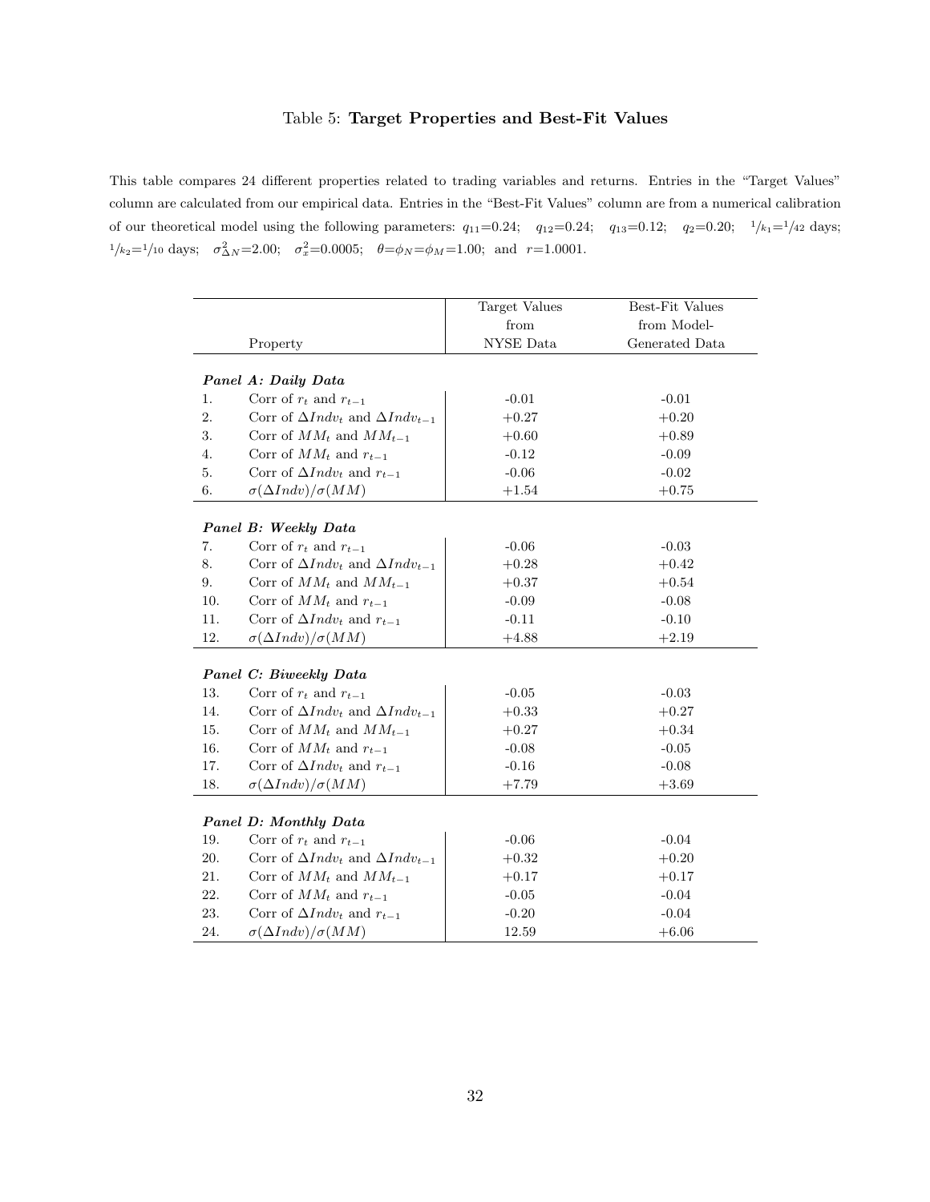Table 5: **Target Properties and Best-Fit Values**

This table compares 24 different properties related to trading variables and returns. Entries in the "Target Values" column are calculated from our empirical data. Entries in the "Best-Fit Values" column are from a numerical calibration of our theoretical model using the following parameters: $q_{11}$=0.24; $q_{12}$=0.24; $q_{13}$=0.12; $q_2$=0.20; $1/k_1$=$1/42$ days; $1/k_2$=$1/10$ days; $\sigma^2_{\Delta N}$=2.00; $\sigma^2_x$=0.0005; $\theta$=$\phi_N$=$\phi_M$=1.00; and $r$=1.0001.

| | Property | Target Values from NYSE Data | Best-Fit Values from Model-Generated Data |
|---|---|---|---|
| | ***Panel A: Daily Data*** | | |
| 1. | Corr of $r_t$ and $r_{t-1}$ | -0.01 | -0.01 |
| 2. | Corr of $\Delta Indv_t$ and $\Delta Indv_{t-1}$ | +0.27 | +0.20 |
| 3. | Corr of $MM_t$ and $MM_{t-1}$ | +0.60 | +0.89 |
| 4. | Corr of $MM_t$ and $r_{t-1}$ | -0.12 | -0.09 |
| 5. | Corr of $\Delta Indv_t$ and $r_{t-1}$ | -0.06 | -0.02 |
| 6. | $\sigma(\Delta Indv)/\sigma(MM)$ | +1.54 | +0.75 |
| | ***Panel B: Weekly Data*** | | |
| 7. | Corr of $r_t$ and $r_{t-1}$ | -0.06 | -0.03 |
| 8. | Corr of $\Delta Indv_t$ and $\Delta Indv_{t-1}$ | +0.28 | +0.42 |
| 9. | Corr of $MM_t$ and $MM_{t-1}$ | +0.37 | +0.54 |
| 10. | Corr of $MM_t$ and $r_{t-1}$ | -0.09 | -0.08 |
| 11. | Corr of $\Delta Indv_t$ and $r_{t-1}$ | -0.11 | -0.10 |
| 12. | $\sigma(\Delta Indv)/\sigma(MM)$ | +4.88 | +2.19 |
| | ***Panel C: Biweekly Data*** | | |
| 13. | Corr of $r_t$ and $r_{t-1}$ | -0.05 | -0.03 |
| 14. | Corr of $\Delta Indv_t$ and $\Delta Indv_{t-1}$ | +0.33 | +0.27 |
| 15. | Corr of $MM_t$ and $MM_{t-1}$ | +0.27 | +0.34 |
| 16. | Corr of $MM_t$ and $r_{t-1}$ | -0.08 | -0.05 |
| 17. | Corr of $\Delta Indv_t$ and $r_{t-1}$ | -0.16 | -0.08 |
| 18. | $\sigma(\Delta Indv)/\sigma(MM)$ | +7.79 | +3.69 |
| | ***Panel D: Monthly Data*** | | |
| 19. | Corr of $r_t$ and $r_{t-1}$ | -0.06 | -0.04 |
| 20. | Corr of $\Delta Indv_t$ and $\Delta Indv_{t-1}$ | +0.32 | +0.20 |
| 21. | Corr of $MM_t$ and $MM_{t-1}$ | +0.17 | +0.17 |
| 22. | Corr of $MM_t$ and $r_{t-1}$ | -0.05 | -0.04 |
| 23. | Corr of $\Delta Indv_t$ and $r_{t-1}$ | -0.20 | -0.04 |
| 24. | $\sigma(\Delta Indv)/\sigma(MM)$ | 12.59 | +6.06 |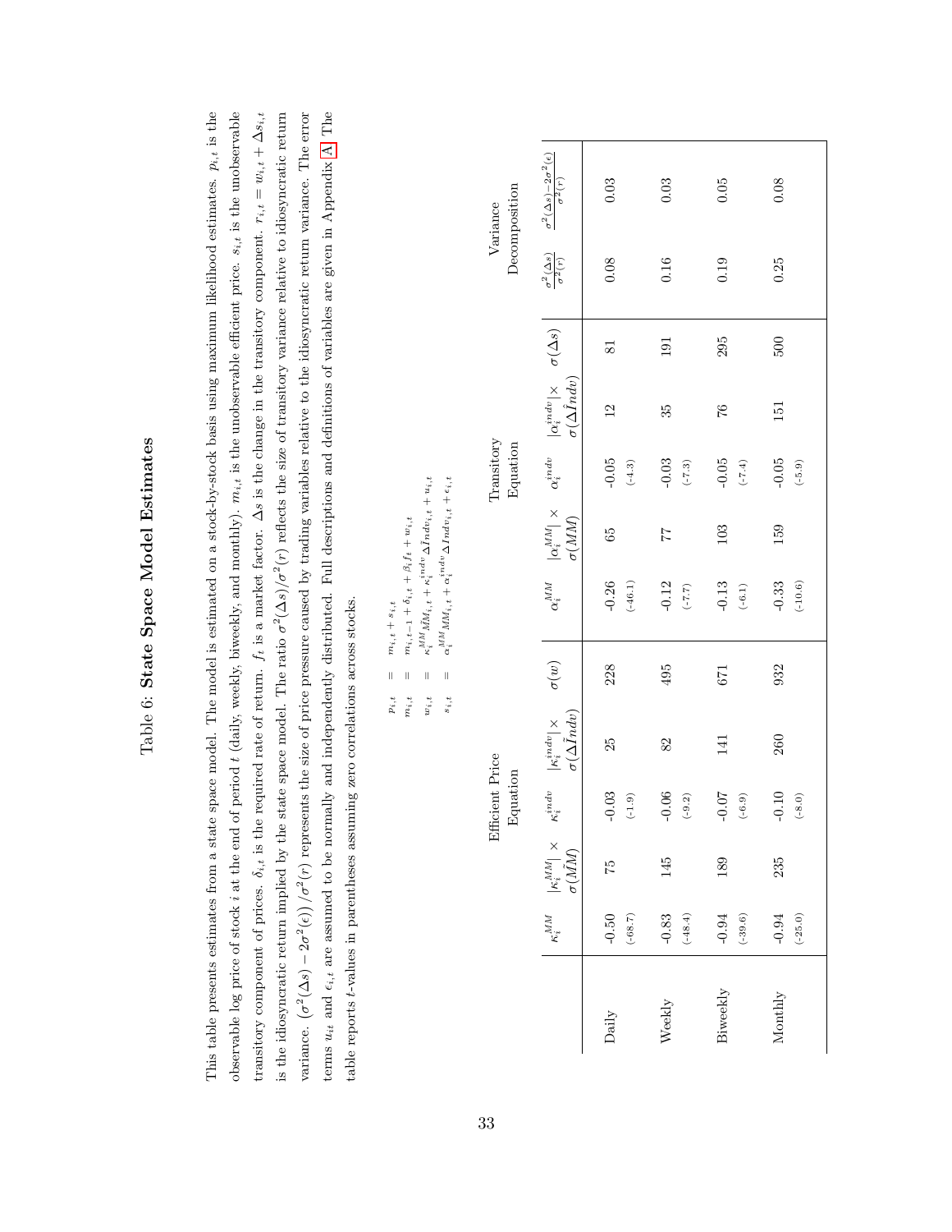## Table 6: State Space Model Estimates

This table presents estimates from a state space model. The model is estimated on a stock-by-stock basis using maximum likelihood estimates. $p_{i,t}$ is the observable log price of stock $i$ at the end of period $t$ (daily, weekly, biweekly, and monthly). $m_{i,t}$ is the unobservable efficient price. $s_{i,t}$ is the unobservable transitory component of prices. $\delta_{i,t}$ is the required rate of return. $f_t$ is a market factor. $\Delta s$ is the change in the transitory component. $r_{i,t} = w_{i,t} + \Delta s_{i,t}$ is the idiosyncratic return implied by the state space model. The ratio $\sigma^2(\Delta s)/\sigma^2(r)$ reflects the size of transitory variance relative to idiosyncratic return variance. $(\sigma^2(\Delta s) - 2\sigma^2(\epsilon))/\sigma^2(r)$ represents the size of price pressure caused by trading variables relative to the idiosyncratic return variance. The error terms $u_{it}$ and $\epsilon_{i,t}$ are assumed to be normally and independently distributed. Full descriptions and definitions of variables are given in Appendix A. The table reports $t$-values in parentheses assuming zero correlations across stocks.

$$
\begin{aligned}
p_{i,t} &= m_{i,t} + s_{i,t} \\
m_{i,t} &= m_{i,t-1} + \delta_{i,t} + \beta_i f_t + w_{i,t} \\
w_{i,t} &= \kappa_i^{MM} \tilde{M}M_{i,t} + \kappa_i^{indv} \Delta \tilde{I}ndv_{i,t} + u_{i,t} \\
s_{i,t} &= \alpha_i^{MM} MM_{i,t} + \alpha_i^{indv} \Delta Indv_{i,t} + \epsilon_{i,t}
\end{aligned}
$$

| | Efficient Price Equation | | | | | Transitory Equation | | | | | Variance Decomposition | |
|---|---|---|---|---|---|---|---|---|---|---|---|---|
| | $\kappa_i^{MM}$ | $\lvert\kappa_i^{MM}\rvert \times \sigma(\tilde{M}M)$ | $\kappa_i^{indv}$ | $\lvert\kappa_i^{indv}\rvert \times \sigma(\Delta\tilde{I}ndv)$ | $\sigma(w)$ | $\alpha_i^{MM}$ | $\lvert\alpha_i^{MM}\rvert \times \sigma(MM)$ | $\alpha_i^{indv}$ | $\lvert\alpha_i^{indv}\rvert \times \sigma(\Delta\tilde{I}ndv)$ | $\sigma(\Delta s)$ | $\frac{\sigma^2(\Delta s)}{\sigma^2(r)}$ | $\frac{\sigma^2(\Delta s)-2\sigma^2(\epsilon)}{\sigma^2(r)}$ |
| Daily | -0.50 | 75 | -0.03 | 25 | 228 | -0.26 | 65 | -0.05 | 12 | 81 | 0.08 | 0.03 |
| | (-68.7) | | (-1.9) | | | (-46.1) | | (-4.3) | | | | |
| Weekly | -0.83 | 145 | -0.06 | 82 | 495 | -0.12 | 77 | -0.03 | 35 | 191 | 0.16 | 0.03 |
| | (-48.4) | | (-9.2) | | | (-7.7) | | (-7.3) | | | | |
| Biweekly | -0.94 | 189 | -0.07 | 141 | 671 | -0.13 | 103 | -0.05 | 76 | 295 | 0.19 | 0.05 |
| | (-39.6) | | (-6.9) | | | (-6.1) | | (-7.4) | | | | |
| Monthly | -0.94 | 235 | -0.10 | 260 | 932 | -0.33 | 159 | -0.05 | 151 | 500 | 0.25 | 0.08 |
| | (-25.0) | | (-8.0) | | | (-10.6) | | (-5.9) | | | | |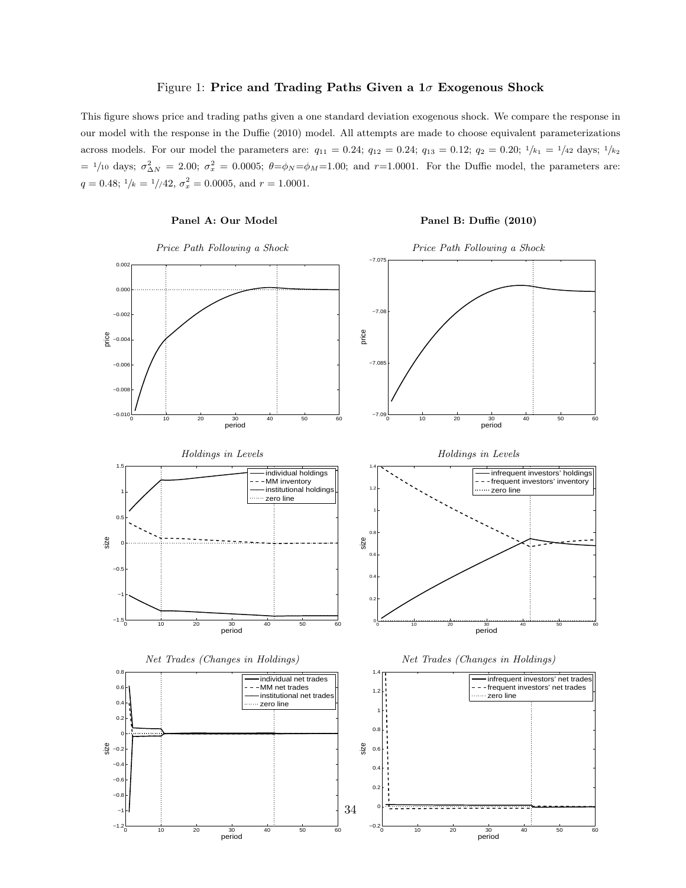Figure 1: **Price and Trading Paths Given a 1$\sigma$ Exogenous Shock**

This figure shows price and trading paths given a one standard deviation exogenous shock. We compare the response in our model with the response in the Duffie (2010) model. All attempts are made to choose equivalent parameterizations across models. For our model the parameters are: $q_{11} = 0.24$; $q_{12} = 0.24$; $q_{13} = 0.12$; $q_2 = 0.20$; $1/k_1 = 1/42$ days; $1/k_2 = 1/10$ days; $\sigma^2_{\Delta N} = 2.00$; $\sigma^2_x = 0.0005$; $\theta=\phi_N=\phi_M=1.00$; and $r$=1.0001. For the Duffie model, the parameters are: $q = 0.48$; $1/k = 1//42$, $\sigma^2_x = 0.0005$, and $r = 1.0001$.

**Panel A: Our Model**

**Panel B: Duffie (2010)**

*Price Path Following a Shock*

*Holdings in Levels*

*Net Trades (Changes in Holdings)*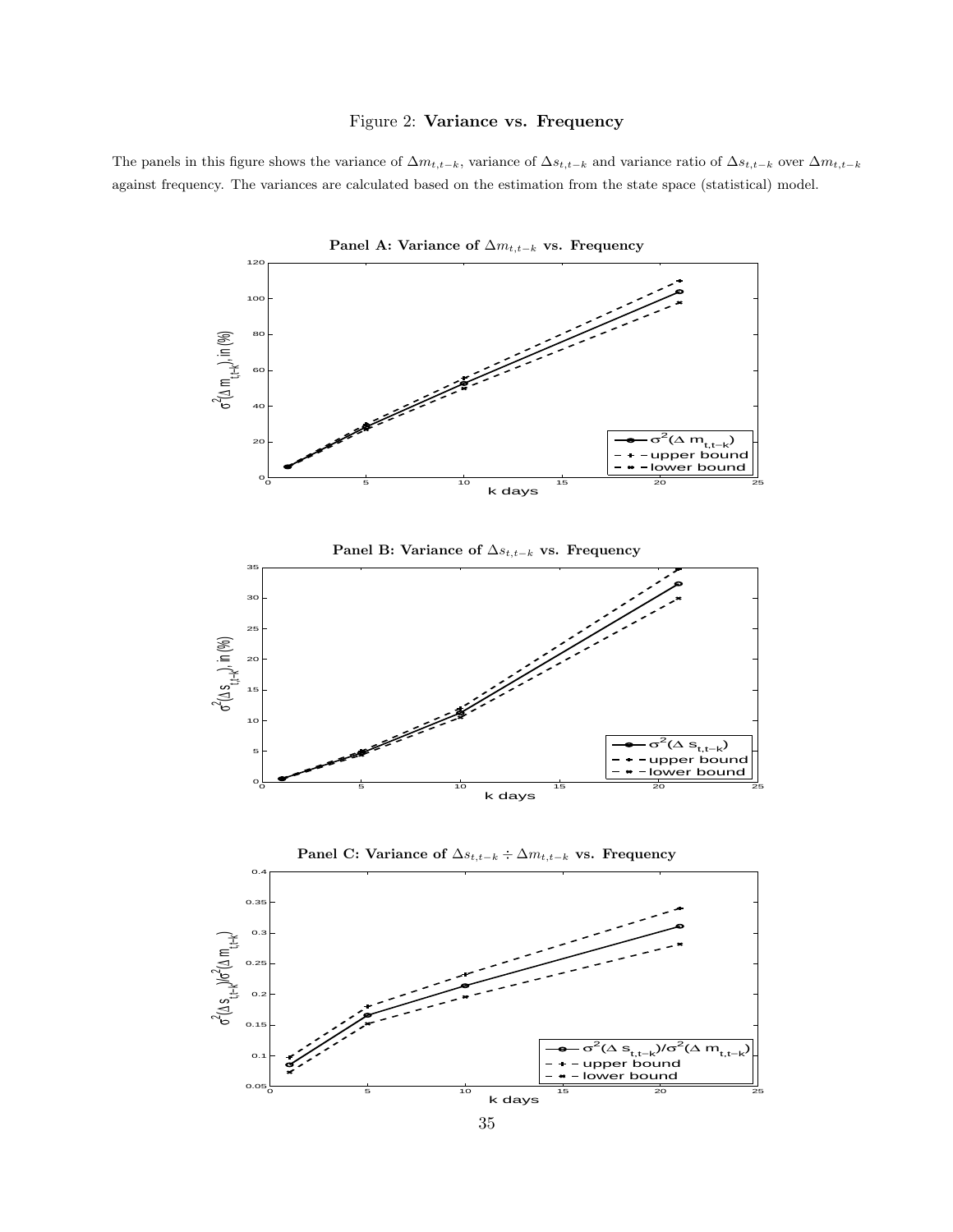Figure 2: **Variance vs. Frequency**

The panels in this figure shows the variance of $\Delta m_{t,t-k}$, variance of $\Delta s_{t,t-k}$ and variance ratio of $\Delta s_{t,t-k}$ over $\Delta m_{t,t-k}$ against frequency. The variances are calculated based on the estimation from the state space (statistical) model.

**Panel A: Variance of $\Delta m_{t,t-k}$ vs. Frequency**

**Panel B: Variance of $\Delta s_{t,t-k}$ vs. Frequency**

**Panel C: Variance of $\Delta s_{t,t-k} \div \Delta m_{t,t-k}$ vs. Frequency**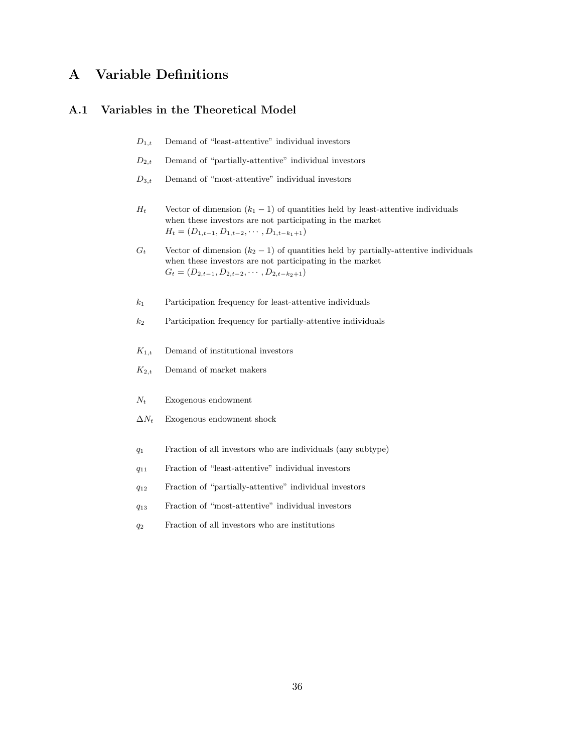# A Variable Definitions

## A.1 Variables in the Theoretical Model

$D_{1,t}$ Demand of "least-attentive" individual investors

$D_{2,t}$ Demand of "partially-attentive" individual investors

$D_{3,t}$ Demand of "most-attentive" individual investors

$H_t$ Vector of dimension $(k_1 - 1)$ of quantities held by least-attentive individuals when these investors are not participating in the market
$H_t = (D_{1,t-1}, D_{1,t-2}, \cdots, D_{1,t-k_1+1})$

$G_t$ Vector of dimension $(k_2 - 1)$ of quantities held by partially-attentive individuals when these investors are not participating in the market
$G_t = (D_{2,t-1}, D_{2,t-2}, \cdots, D_{2,t-k_2+1})$

$k_1$ Participation frequency for least-attentive individuals

$k_2$ Participation frequency for partially-attentive individuals

$K_{1,t}$ Demand of institutional investors

$K_{2,t}$ Demand of market makers

$N_t$ Exogenous endowment

$\Delta N_t$ Exogenous endowment shock

$q_1$ Fraction of all investors who are individuals (any subtype)

$q_{11}$ Fraction of "least-attentive" individual investors

$q_{12}$ Fraction of "partially-attentive" individual investors

$q_{13}$ Fraction of "most-attentive" individual investors

$q_2$ Fraction of all investors who are institutions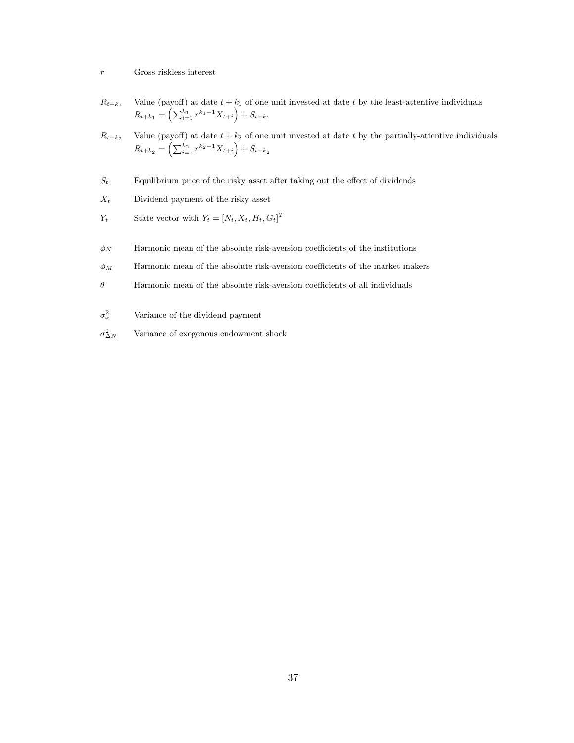$r$ Gross riskless interest

$R_{t+k_1}$ Value (payoff) at date $t + k_1$ of one unit invested at date $t$ by the least-attentive individuals
$R_{t+k_1} = \left(\sum_{i=1}^{k_1} r^{k_1-1} X_{t+i}\right) + S_{t+k_1}$

$R_{t+k_2}$ Value (payoff) at date $t + k_2$ of one unit invested at date $t$ by the partially-attentive individuals
$R_{t+k_2} = \left(\sum_{i=1}^{k_2} r^{k_2-1} X_{t+i}\right) + S_{t+k_2}$

$S_t$ Equilibrium price of the risky asset after taking out the effect of dividends

$X_t$ Dividend payment of the risky asset

$Y_t$ State vector with $Y_t = [N_t, X_t, H_t, G_t]^T$

$\phi_N$ Harmonic mean of the absolute risk-aversion coefficients of the institutions

$\phi_M$ Harmonic mean of the absolute risk-aversion coefficients of the market makers

$\theta$ Harmonic mean of the absolute risk-aversion coefficients of all individuals

$\sigma_x^2$ Variance of the dividend payment

$\sigma_{\Delta N}^2$ Variance of exogenous endowment shock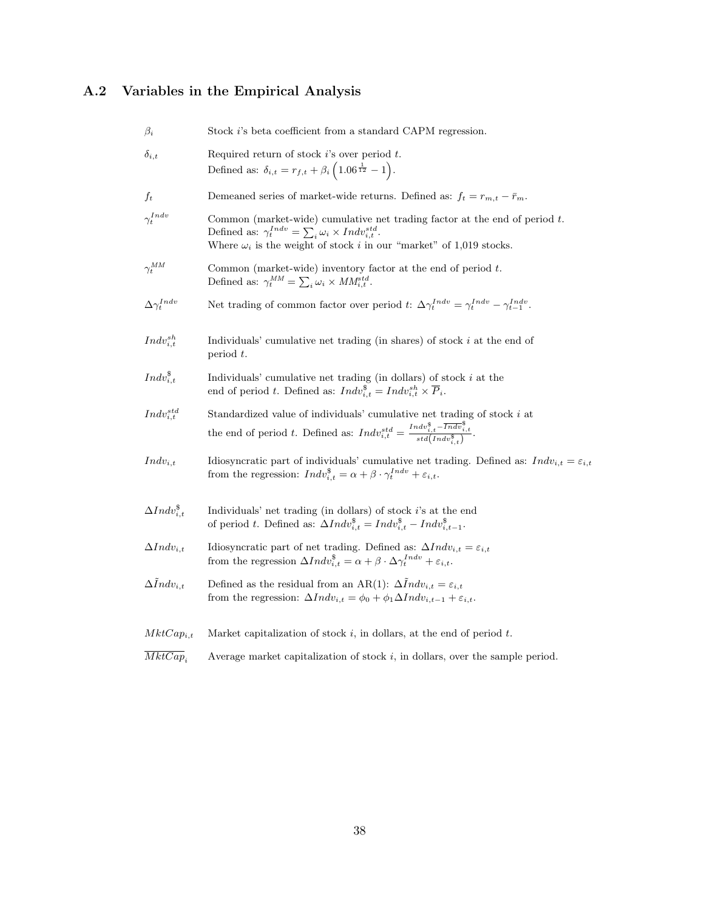## A.2 Variables in the Empirical Analysis

| | |
|---|---|
| $\beta_i$ | Stock $i$'s beta coefficient from a standard CAPM regression. |
| $\delta_{i,t}$ | Required return of stock $i$'s over period $t$. Defined as: $\delta_{i,t} = r_{f,t} + \beta_i \left(1.06^{\frac{1}{12}} - 1\right)$. |
| $f_t$ | Demeaned series of market-wide returns. Defined as: $f_t = r_{m,t} - \bar{r}_m$. |
| $\gamma_t^{Indv}$ | Common (market-wide) cumulative net trading factor at the end of period $t$. Defined as: $\gamma_t^{Indv} = \sum_i \omega_i \times Indv_{i,t}^{std}$. Where $\omega_i$ is the weight of stock $i$ in our "market" of 1,019 stocks. |
| $\gamma_t^{MM}$ | Common (market-wide) inventory factor at the end of period $t$. Defined as: $\gamma_t^{MM} = \sum_i \omega_i \times MM_{i,t}^{std}$. |
| $\Delta\gamma_t^{Indv}$ | Net trading of common factor over period $t$: $\Delta\gamma_t^{Indv} = \gamma_t^{Indv} - \gamma_{t-1}^{Indv}$. |
| $Indv_{i,t}^{sh}$ | Individuals' cumulative net trading (in shares) of stock $i$ at the end of period $t$. |
| $Indv_{i,t}^{\$}$ | Individuals' cumulative net trading (in dollars) of stock $i$ at the end of period $t$. Defined as: $Indv_{i,t}^{\$} = Indv_{i,t}^{sh} \times \overline{P}_i$. |
| $Indv_{i,t}^{std}$ | Standardized value of individuals' cumulative net trading of stock $i$ at the end of period $t$. Defined as: $Indv_{i,t}^{std} = \frac{Indv_{i,t}^{\$} - \overline{Indv}_{i,t}^{\$}}{std\left(Indv_{i,t}^{\$}\right)}$. |
| $Indv_{i,t}$ | Idiosyncratic part of individuals' cumulative net trading. Defined as: $Indv_{i,t} = \varepsilon_{i,t}$ from the regression: $Indv_{i,t}^{\$} = \alpha + \beta \cdot \gamma_t^{Indv} + \varepsilon_{i,t}$. |
| $\Delta Indv_{i,t}^{\$}$ | Individuals' net trading (in dollars) of stock $i$'s at the end of period $t$. Defined as: $\Delta Indv_{i,t}^{\$} = Indv_{i,t}^{\$} - Indv_{i,t-1}^{\$}$. |
| $\Delta Indv_{i,t}$ | Idiosyncratic part of net trading. Defined as: $\Delta Indv_{i,t} = \varepsilon_{i,t}$ from the regression $\Delta Indv_{i,t}^{\$} = \alpha + \beta \cdot \Delta\gamma_t^{Indv} + \varepsilon_{i,t}$. |
| $\Delta\tilde{I}ndv_{i,t}$ | Defined as the residual from an AR(1): $\Delta\tilde{I}ndv_{i,t} = \varepsilon_{i,t}$ from the regression: $\Delta Indv_{i,t} = \phi_0 + \phi_1 \Delta Indv_{i,t-1} + \varepsilon_{i,t}$. |
| $MktCap_{i,t}$ | Market capitalization of stock $i$, in dollars, at the end of period $t$. |
| $\overline{MktCap}_i$ | Average market capitalization of stock $i$, in dollars, over the sample period. |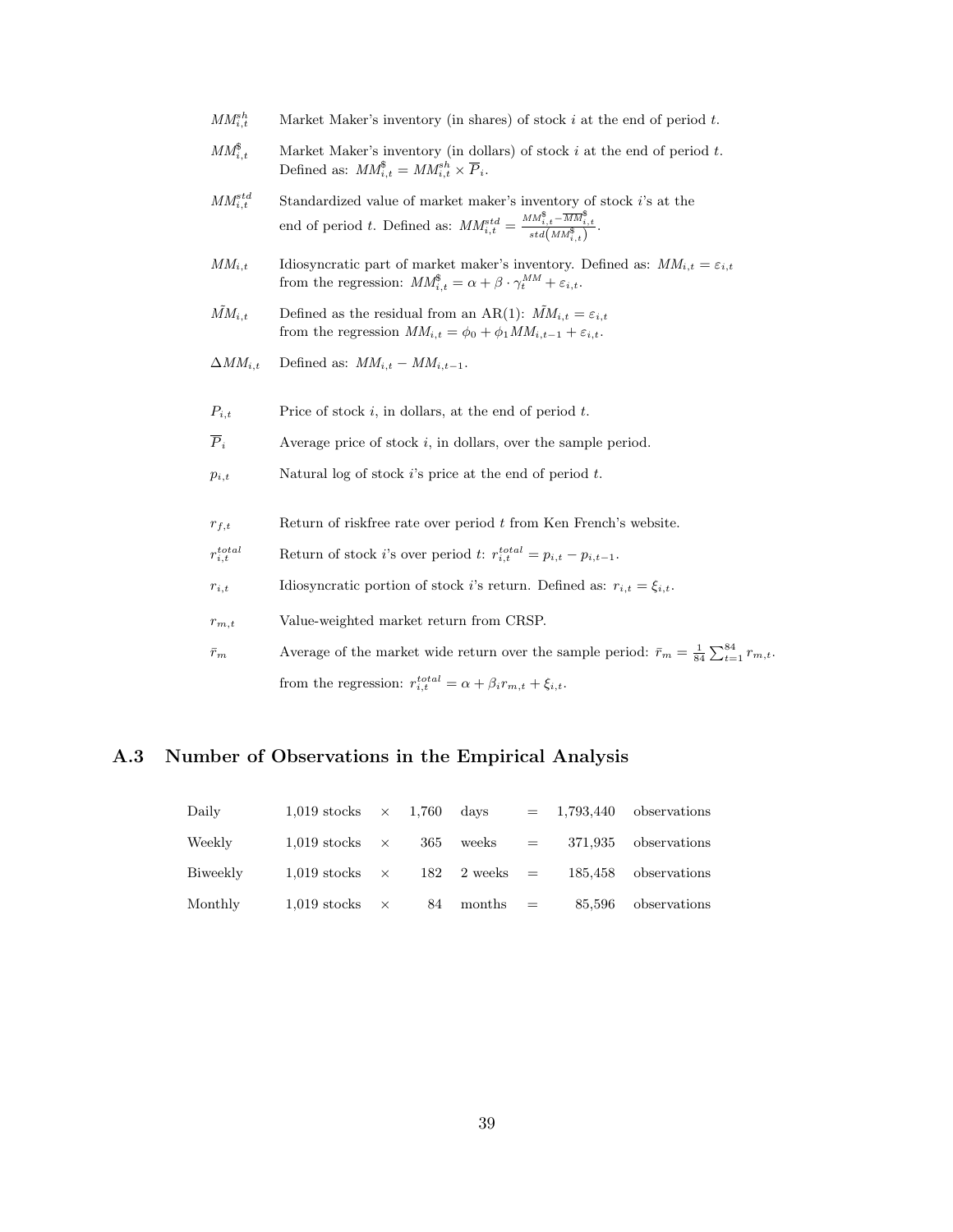| | |
|---|---|
| $MM^{sh}_{i,t}$ | Market Maker's inventory (in shares) of stock $i$ at the end of period $t$. |
| $MM^{\$}_{i,t}$ | Market Maker's inventory (in dollars) of stock $i$ at the end of period $t$. Defined as: $MM^{\$}_{i,t} = MM^{sh}_{i,t} \times \overline{P}_i$. |
| $MM^{std}_{i,t}$ | Standardized value of market maker's inventory of stock $i$'s at the end of period $t$. Defined as: $MM^{std}_{i,t} = \frac{MM^{\$}_{i,t} - \overline{MM}^{\$}_{i,t}}{std\left(MM^{\$}_{i,t}\right)}$. |
| $MM_{i,t}$ | Idiosyncratic part of market maker's inventory. Defined as: $MM_{i,t} = \varepsilon_{i,t}$ from the regression: $MM^{\$}_{i,t} = \alpha + \beta \cdot \gamma^{MM}_t + \varepsilon_{i,t}$. |
| $\tilde{M}M_{i,t}$ | Defined as the residual from an AR(1): $\tilde{M}M_{i,t} = \varepsilon_{i,t}$ from the regression $MM_{i,t} = \phi_0 + \phi_1 MM_{i,t-1} + \varepsilon_{i,t}$. |
| $\Delta MM_{i,t}$ | Defined as: $MM_{i,t} - MM_{i,t-1}$. |
| $P_{i,t}$ | Price of stock $i$, in dollars, at the end of period $t$. |
| $\overline{P}_i$ | Average price of stock $i$, in dollars, over the sample period. |
| $p_{i,t}$ | Natural log of stock $i$'s price at the end of period $t$. |
| $r_{f,t}$ | Return of riskfree rate over period $t$ from Ken French's website. |
| $r^{total}_{i,t}$ | Return of stock $i$'s over period $t$: $r^{total}_{i,t} = p_{i,t} - p_{i,t-1}$. |
| $r_{i,t}$ | Idiosyncratic portion of stock $i$'s return. Defined as: $r_{i,t} = \xi_{i,t}$. |
| $r_{m,t}$ | Value-weighted market return from CRSP. |
| $\bar{r}_m$ | Average of the market wide return over the sample period: $\bar{r}_m = \frac{1}{84}\sum_{t=1}^{84} r_{m,t}$. from the regression: $r^{total}_{i,t} = \alpha + \beta_i r_{m,t} + \xi_{i,t}$. |

### A.3 Number of Observations in the Empirical Analysis

| | | | | | | | |
|---|---|---|---|---|---|---|---|
| Daily | 1,019 stocks | × | 1,760 | days | = | 1,793,440 | observations |
| Weekly | 1,019 stocks | × | 365 | weeks | = | 371,935 | observations |
| Biweekly | 1,019 stocks | × | 182 | 2 weeks | = | 185,458 | observations |
| Monthly | 1,019 stocks | × | 84 | months | = | 85,596 | observations |